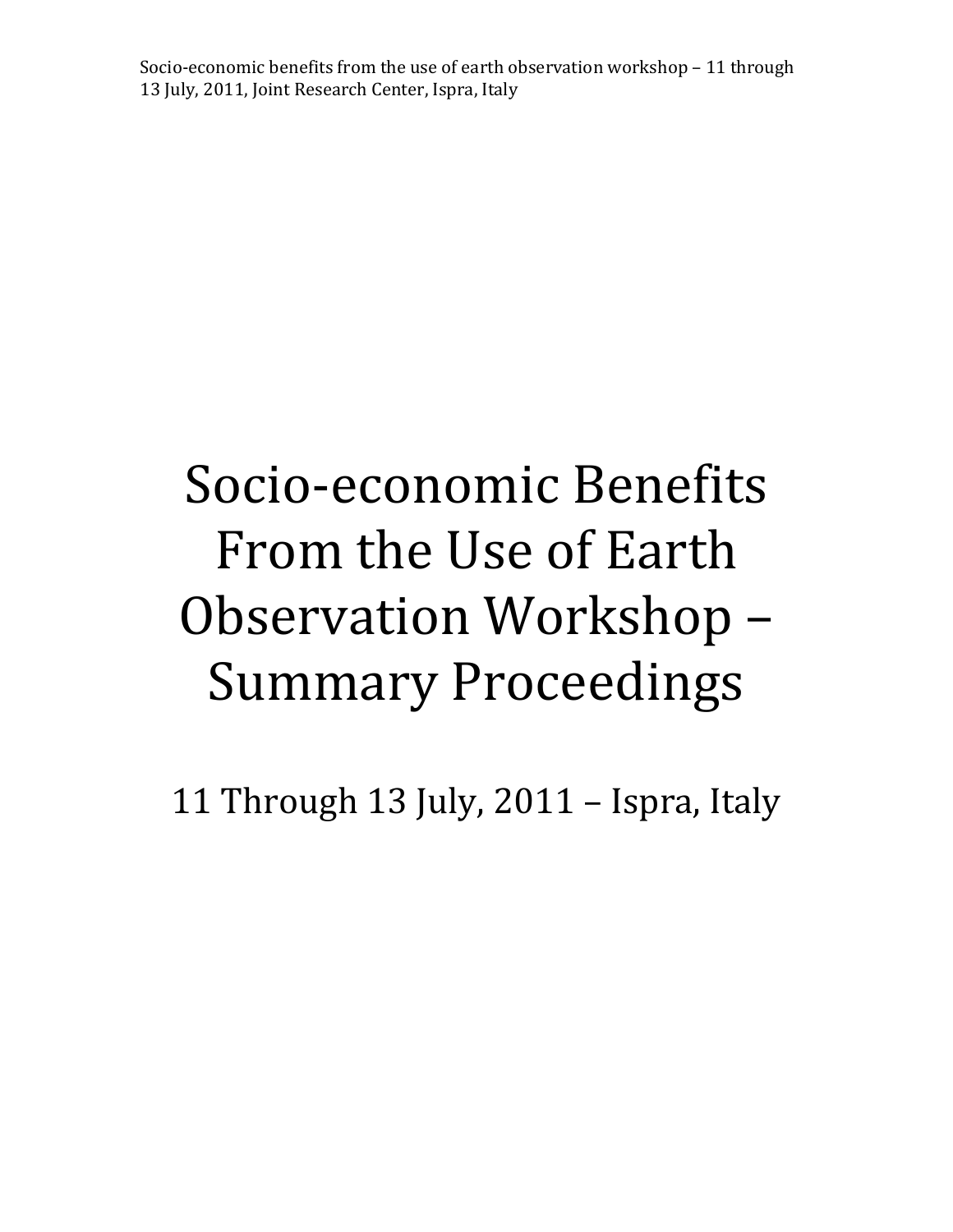# Socio-economic Benefits From the Use of Earth Observation Workshop – Summary Proceedings

11 Through 13 July, 2011 – Ispra, Italy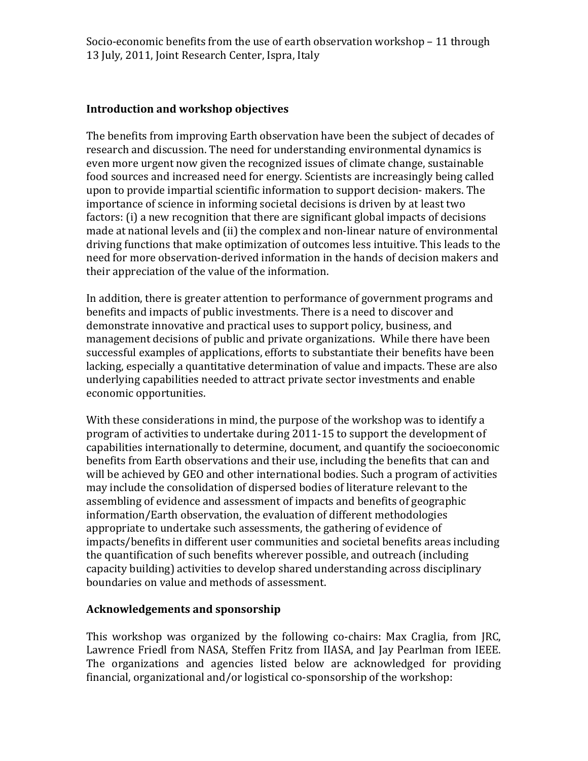Socio-economic benefits from the use of earth observation workshop – 11 through 13 July, 2011, Joint Research Center, Ispra, Italy

## Introduction and workshop objectives

The benefits from improving Earth observation have been the subject of decades of research and discussion. The need for understanding environmental dynamics is even more urgent now given the recognized issues of climate change, sustainable food sources and increased need for energy. Scientists are increasingly being called upon to provide impartial scientific information to support decision- makers. The importance of science in informing societal decisions is driven by at least two factors: (i) a new recognition that there are significant global impacts of decisions made at national levels and (ii) the complex and non-linear nature of environmental driving functions that make optimization of outcomes less intuitive. This leads to the need for more observation-derived information in the hands of decision makers and their appreciation of the value of the information.

In addition, there is greater attention to performance of government programs and benefits and impacts of public investments. There is a need to discover and demonstrate innovative and practical uses to support policy, business, and management decisions of public and private organizations. While there have been successful examples of applications, efforts to substantiate their benefits have been lacking, especially a quantitative determination of value and impacts. These are also underlying capabilities needed to attract private sector investments and enable economic opportunities.

With these considerations in mind, the purpose of the workshop was to identify a program of activities to undertake during 2011-15 to support the development of capabilities internationally to determine, document, and quantify the socioeconomic benefits from Earth observations and their use, including the benefits that can and will be achieved by GEO and other international bodies. Such a program of activities may include the consolidation of dispersed bodies of literature relevant to the assembling of evidence and assessment of impacts and benefits of geographic information/Earth observation, the evaluation of different methodologies appropriate to undertake such assessments, the gathering of evidence of impacts/benefits in different user communities and societal benefits areas including the quantification of such benefits wherever possible, and outreach (including capacity building) activities to develop shared understanding across disciplinary boundaries on value and methods of assessment.

## Acknowledgements and sponsorship

This workshop was organized by the following co-chairs: Max Craglia, from JRC, Lawrence Friedl from NASA, Steffen Fritz from IIASA, and Jay Pearlman from IEEE. The organizations and agencies listed below are acknowledged for providing financial, organizational and/or logistical co-sponsorship of the workshop: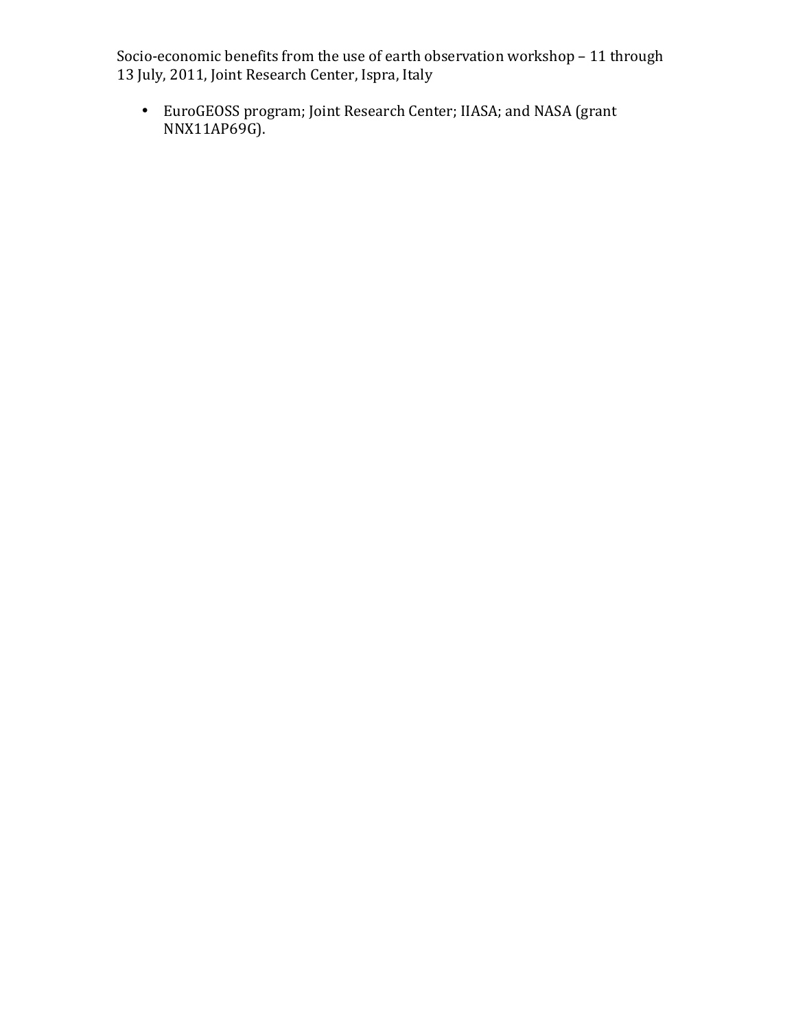Socio-economic benefits from the use of earth observation workshop – 11 through 13 July, 2011, Joint Research Center, Ispra, Italy

- EuroGEOSS program; Joint Research Center; IIASA; and NASA (grant NNX11AP69G).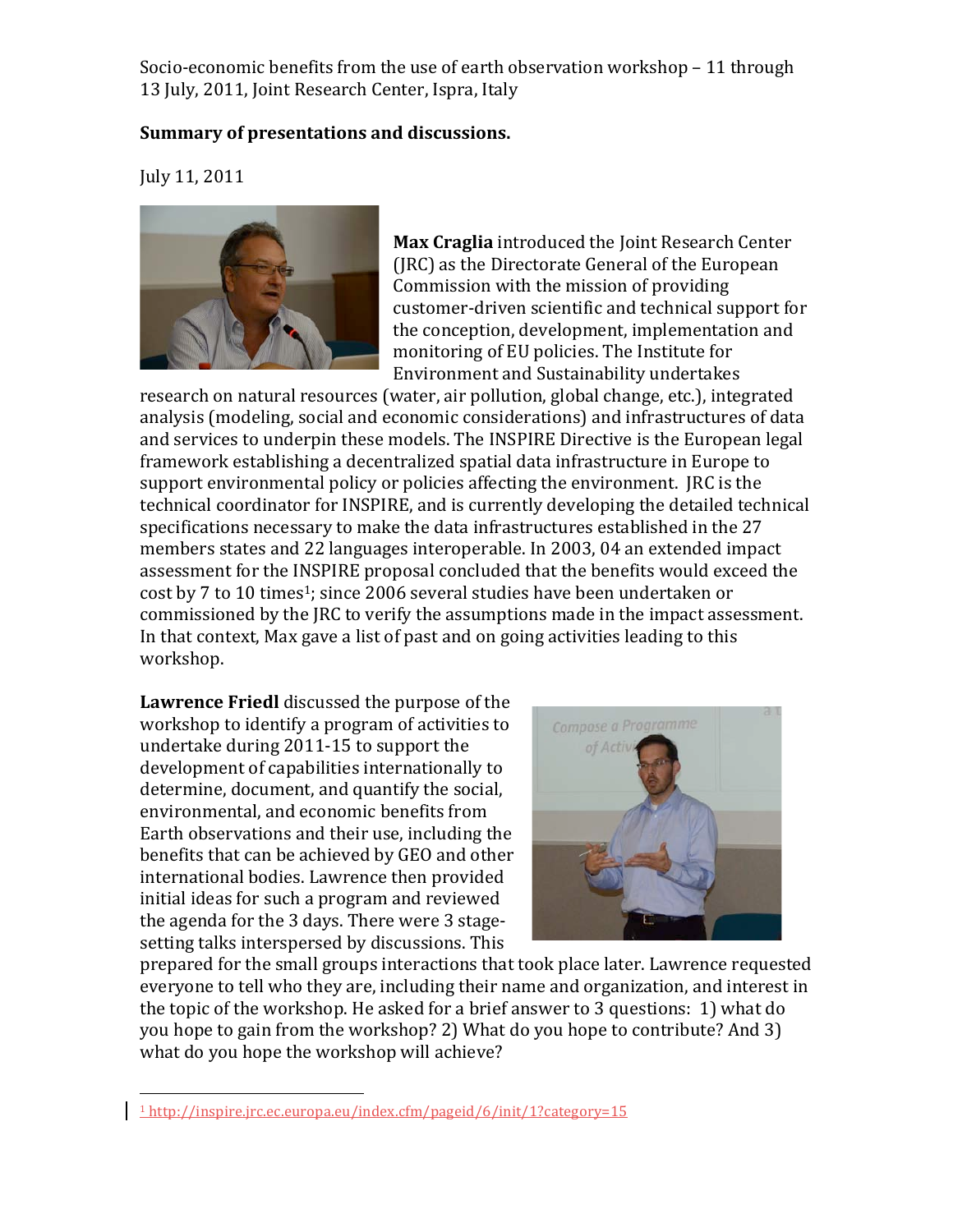Socio-economic benefits from the use of earth observation workshop – 11 through 13 July, 2011, Joint Research Center, Ispra, Italy

**Summary of presentations and discussions.**

July 11, 2011

**Max Craglia** introduced the Joint Research Center (JRC) as the Directorate General of the European Commission with the mission of providing customer-driven scientific and technical support for the conception, development, implementation and monitoring of EU policies. The Institute for Environment and Sustainability undertakes research on natural resources (water, air pollution, global change, etc.), integrated analysis (modeling, social and economic considerations) and infrastructures of data and services to underpin these models. The INSPIRE Directive is the European legal framework establishing a decentralized spatial data infrastructure in Europe to support environmental policy or policies affecting the environment. JRC is the technical coordinator for INSPIRE, and is currently developing the detailed technical specifications necessary to make the data infrastructures established in the 27 members states and 22 languages interoperable. In 2003, 04 an extended impact assessment for the INSPIRE proposal concluded that the benefits would exceed the cost by 7 to 10 times[1]; since 2006 several studies have been undertaken or commissioned by the JRC to verify the assumptions made in the impact assessment. In that context, Max gave a list of past and on going activities leading to this workshop.

**Lawrence Friedl** discussed the purpose of the workshop to identify a program of activities to undertake during 2011-15 to support the development of capabilities internationally to determine, document, and quantify the social, environmental, and economic benefits from Earth observations and their use, including the benefits that can be achieved by GEO and other international bodies. Lawrence then provided initial ideas for such a program and reviewed the agenda for the 3 days. There were 3 stage-setting talks interspersed by discussions. This prepared for the small groups interactions that took place later. Lawrence requested everyone to tell who they are, including their name and organization, and interest in the topic of the workshop. He asked for a brief answer to 3 questions: 1) what do you hope to gain from the workshop? 2) What do you hope to contribute? And 3) what do you hope the workshop will achieve?

---

[1] http://inspire.jrc.ec.europa.eu/index.cfm/pageid/6/init/1?category=15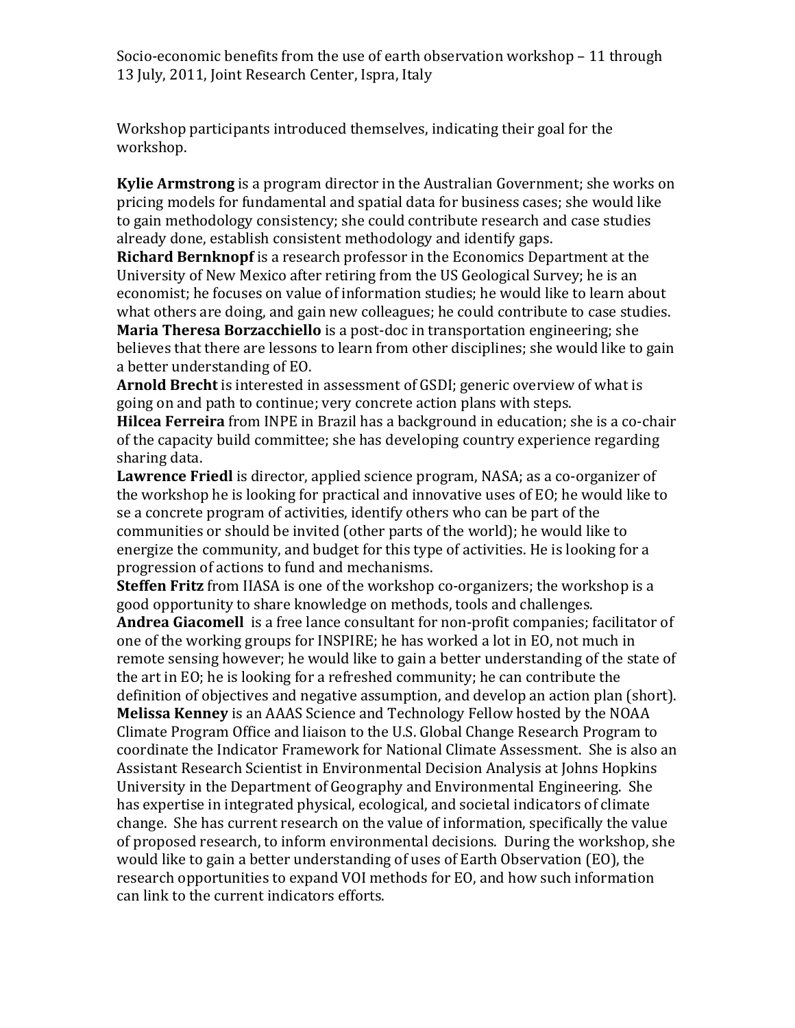Socio-economic benefits from the use of earth observation workshop – 11 through 13 July, 2011, Joint Research Center, Ispra, Italy

Workshop participants introduced themselves, indicating their goal for the workshop.

**Kylie Armstrong** is a program director in the Australian Government; she works on pricing models for fundamental and spatial data for business cases; she would like to gain methodology consistency; she could contribute research and case studies already done, establish consistent methodology and identify gaps.
**Richard Bernknopf** is a research professor in the Economics Department at the University of New Mexico after retiring from the US Geological Survey; he is an economist; he focuses on value of information studies; he would like to learn about what others are doing, and gain new colleagues; he could contribute to case studies.
**Maria Theresa Borzacchiello** is a post-doc in transportation engineering; she believes that there are lessons to learn from other disciplines; she would like to gain a better understanding of EO.
**Arnold Brecht** is interested in assessment of GSDI; generic overview of what is going on and path to continue; very concrete action plans with steps.
**Hilcea Ferreira** from INPE in Brazil has a background in education; she is a co-chair of the capacity build committee; she has developing country experience regarding sharing data.
**Lawrence Friedl** is director, applied science program, NASA; as a co-organizer of the workshop he is looking for practical and innovative uses of EO; he would like to se a concrete program of activities, identify others who can be part of the communities or should be invited (other parts of the world); he would like to energize the community, and budget for this type of activities. He is looking for a progression of actions to fund and mechanisms.
**Steffen Fritz** from IIASA is one of the workshop co-organizers; the workshop is a good opportunity to share knowledge on methods, tools and challenges.
**Andrea Giacomell** is a free lance consultant for non-profit companies; facilitator of one of the working groups for INSPIRE; he has worked a lot in EO, not much in remote sensing however; he would like to gain a better understanding of the state of the art in EO; he is looking for a refreshed community; he can contribute the definition of objectives and negative assumption, and develop an action plan (short).
**Melissa Kenney** is an AAAS Science and Technology Fellow hosted by the NOAA Climate Program Office and liaison to the U.S. Global Change Research Program to coordinate the Indicator Framework for National Climate Assessment. She is also an Assistant Research Scientist in Environmental Decision Analysis at Johns Hopkins University in the Department of Geography and Environmental Engineering. She has expertise in integrated physical, ecological, and societal indicators of climate change. She has current research on the value of information, specifically the value of proposed research, to inform environmental decisions. During the workshop, she would like to gain a better understanding of uses of Earth Observation (EO), the research opportunities to expand VOI methods for EO, and how such information can link to the current indicators efforts.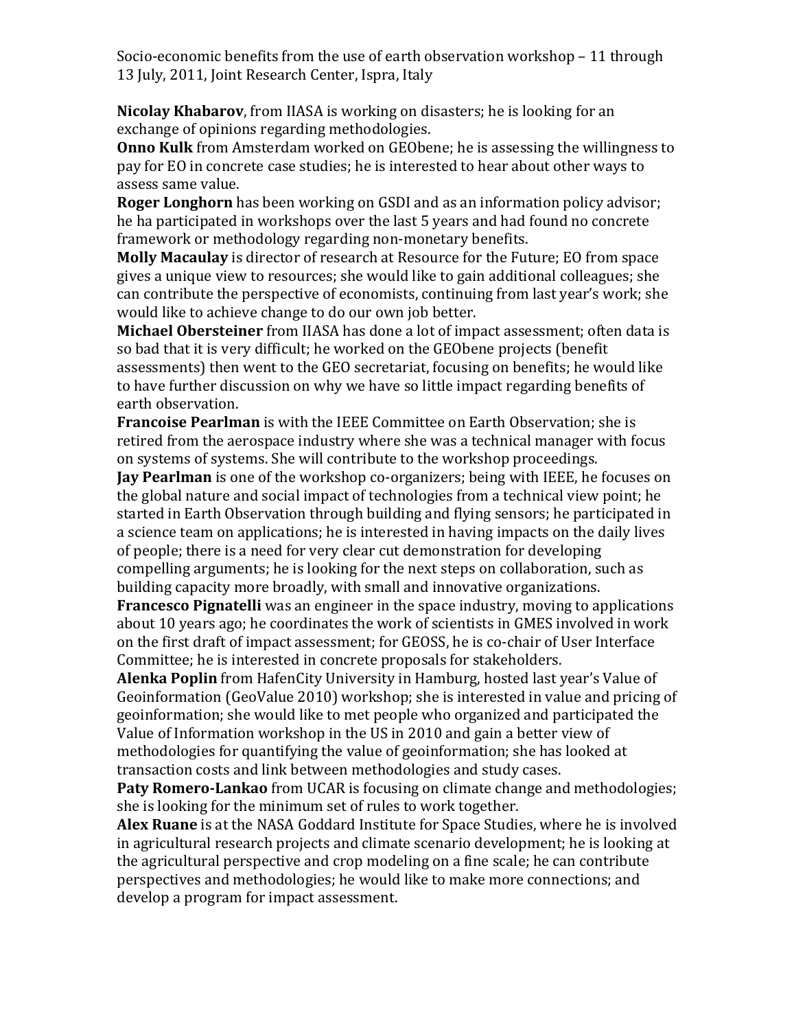Socio-economic benefits from the use of earth observation workshop – 11 through 13 July, 2011, Joint Research Center, Ispra, Italy

**Nicolay Khabarov**, from IIASA is working on disasters; he is looking for an exchange of opinions regarding methodologies.

**Onno Kulk** from Amsterdam worked on GEObene; he is assessing the willingness to pay for EO in concrete case studies; he is interested to hear about other ways to assess same value.

**Roger Longhorn** has been working on GSDI and as an information policy advisor; he ha participated in workshops over the last 5 years and had found no concrete framework or methodology regarding non-monetary benefits.

**Molly Macaulay** is director of research at Resource for the Future; EO from space gives a unique view to resources; she would like to gain additional colleagues; she can contribute the perspective of economists, continuing from last year's work; she would like to achieve change to do our own job better.

**Michael Obersteiner** from IIASA has done a lot of impact assessment; often data is so bad that it is very difficult; he worked on the GEObene projects (benefit assessments) then went to the GEO secretariat, focusing on benefits; he would like to have further discussion on why we have so little impact regarding benefits of earth observation.

**Francoise Pearlman** is with the IEEE Committee on Earth Observation; she is retired from the aerospace industry where she was a technical manager with focus on systems of systems. She will contribute to the workshop proceedings.

**Jay Pearlman** is one of the workshop co-organizers; being with IEEE, he focuses on the global nature and social impact of technologies from a technical view point; he started in Earth Observation through building and flying sensors; he participated in a science team on applications; he is interested in having impacts on the daily lives of people; there is a need for very clear cut demonstration for developing compelling arguments; he is looking for the next steps on collaboration, such as building capacity more broadly, with small and innovative organizations.

**Francesco Pignatelli** was an engineer in the space industry, moving to applications about 10 years ago; he coordinates the work of scientists in GMES involved in work on the first draft of impact assessment; for GEOSS, he is co-chair of User Interface Committee; he is interested in concrete proposals for stakeholders.

**Alenka Poplin** from HafenCity University in Hamburg, hosted last year's Value of Geoinformation (GeoValue 2010) workshop; she is interested in value and pricing of geoinformation; she would like to met people who organized and participated the Value of Information workshop in the US in 2010 and gain a better view of methodologies for quantifying the value of geoinformation; she has looked at transaction costs and link between methodologies and study cases.

**Paty Romero-Lankao** from UCAR is focusing on climate change and methodologies; she is looking for the minimum set of rules to work together.

**Alex Ruane** is at the NASA Goddard Institute for Space Studies, where he is involved in agricultural research projects and climate scenario development; he is looking at the agricultural perspective and crop modeling on a fine scale; he can contribute perspectives and methodologies; he would like to make more connections; and develop a program for impact assessment.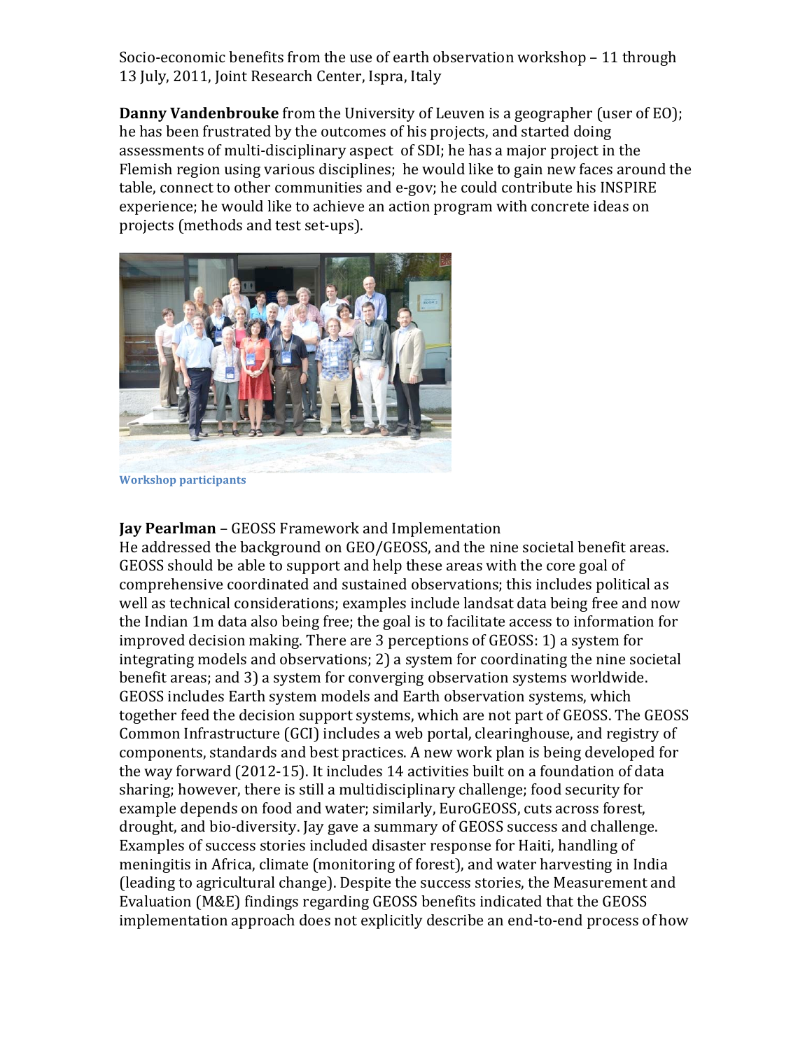Socio-economic benefits from the use of earth observation workshop – 11 through 13 July, 2011, Joint Research Center, Ispra, Italy

**Danny Vandenbrouke** from the University of Leuven is a geographer (user of EO); he has been frustrated by the outcomes of his projects, and started doing assessments of multi-disciplinary aspect of SDI; he has a major project in the Flemish region using various disciplines; he would like to gain new faces around the table, connect to other communities and e-gov; he could contribute his INSPIRE experience; he would like to achieve an action program with concrete ideas on projects (methods and test set-ups).

Workshop participants

**Jay Pearlman** – GEOSS Framework and Implementation
He addressed the background on GEO/GEOSS, and the nine societal benefit areas. GEOSS should be able to support and help these areas with the core goal of comprehensive coordinated and sustained observations; this includes political as well as technical considerations; examples include landsat data being free and now the Indian 1m data also being free; the goal is to facilitate access to information for improved decision making. There are 3 perceptions of GEOSS: 1) a system for integrating models and observations; 2) a system for coordinating the nine societal benefit areas; and 3) a system for converging observation systems worldwide. GEOSS includes Earth system models and Earth observation systems, which together feed the decision support systems, which are not part of GEOSS. The GEOSS Common Infrastructure (GCI) includes a web portal, clearinghouse, and registry of components, standards and best practices. A new work plan is being developed for the way forward (2012-15). It includes 14 activities built on a foundation of data sharing; however, there is still a multidisciplinary challenge; food security for example depends on food and water; similarly, EuroGEOSS, cuts across forest, drought, and bio-diversity. Jay gave a summary of GEOSS success and challenge. Examples of success stories included disaster response for Haiti, handling of meningitis in Africa, climate (monitoring of forest), and water harvesting in India (leading to agricultural change). Despite the success stories, the Measurement and Evaluation (M&E) findings regarding GEOSS benefits indicated that the GEOSS implementation approach does not explicitly describe an end-to-end process of how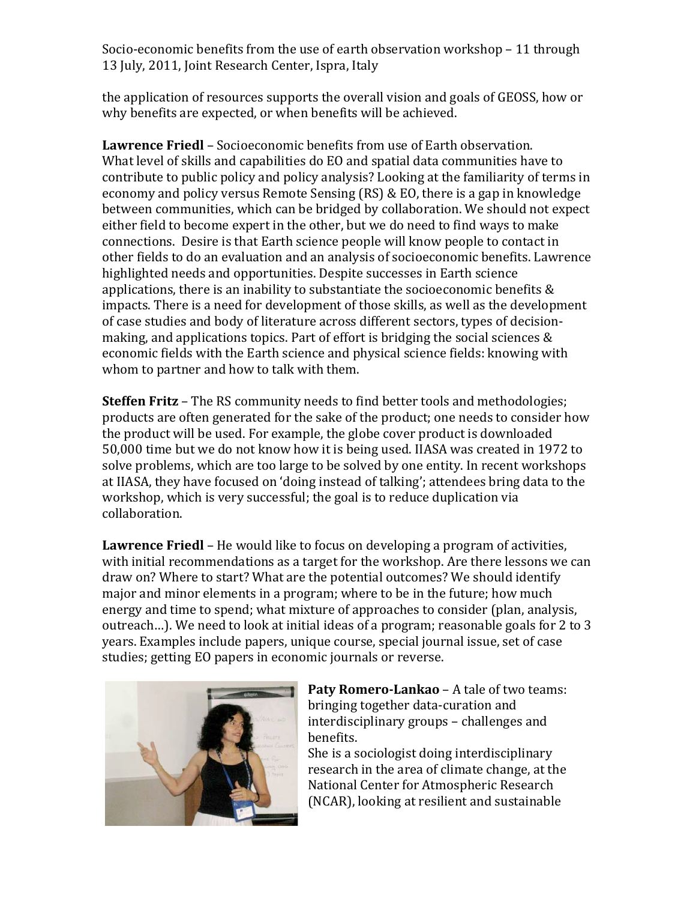the application of resources supports the overall vision and goals of GEOSS, how or why benefits are expected, or when benefits will be achieved.

**Lawrence Friedl** – Socioeconomic benefits from use of Earth observation. What level of skills and capabilities do EO and spatial data communities have to contribute to public policy and policy analysis? Looking at the familiarity of terms in economy and policy versus Remote Sensing (RS) & EO, there is a gap in knowledge between communities, which can be bridged by collaboration. We should not expect either field to become expert in the other, but we do need to find ways to make connections. Desire is that Earth science people will know people to contact in other fields to do an evaluation and an analysis of socioeconomic benefits. Lawrence highlighted needs and opportunities. Despite successes in Earth science applications, there is an inability to substantiate the socioeconomic benefits & impacts. There is a need for development of those skills, as well as the development of case studies and body of literature across different sectors, types of decision-making, and applications topics. Part of effort is bridging the social sciences & economic fields with the Earth science and physical science fields: knowing with whom to partner and how to talk with them.

**Steffen Fritz** – The RS community needs to find better tools and methodologies; products are often generated for the sake of the product; one needs to consider how the product will be used. For example, the globe cover product is downloaded 50,000 time but we do not know how it is being used. IIASA was created in 1972 to solve problems, which are too large to be solved by one entity. In recent workshops at IIASA, they have focused on 'doing instead of talking'; attendees bring data to the workshop, which is very successful; the goal is to reduce duplication via collaboration.

**Lawrence Friedl** – He would like to focus on developing a program of activities, with initial recommendations as a target for the workshop. Are there lessons we can draw on? Where to start? What are the potential outcomes? We should identify major and minor elements in a program; where to be in the future; how much energy and time to spend; what mixture of approaches to consider (plan, analysis, outreach…). We need to look at initial ideas of a program; reasonable goals for 2 to 3 years. Examples include papers, unique course, special journal issue, set of case studies; getting EO papers in economic journals or reverse.

**Paty Romero-Lankao** – A tale of two teams: bringing together data-curation and interdisciplinary groups – challenges and benefits.

She is a sociologist doing interdisciplinary research in the area of climate change, at the National Center for Atmospheric Research (NCAR), looking at resilient and sustainable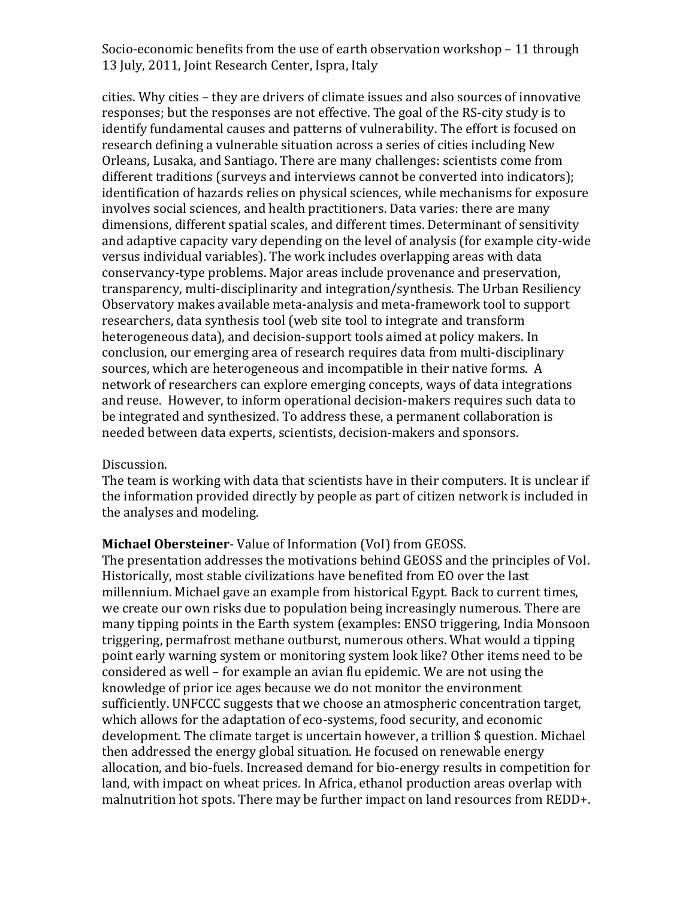cities. Why cities – they are drivers of climate issues and also sources of innovative responses; but the responses are not effective. The goal of the RS-city study is to identify fundamental causes and patterns of vulnerability. The effort is focused on research defining a vulnerable situation across a series of cities including New Orleans, Lusaka, and Santiago. There are many challenges: scientists come from different traditions (surveys and interviews cannot be converted into indicators); identification of hazards relies on physical sciences, while mechanisms for exposure involves social sciences, and health practitioners. Data varies: there are many dimensions, different spatial scales, and different times. Determinant of sensitivity and adaptive capacity vary depending on the level of analysis (for example city-wide versus individual variables). The work includes overlapping areas with data conservancy-type problems. Major areas include provenance and preservation, transparency, multi-disciplinarity and integration/synthesis. The Urban Resiliency Observatory makes available meta-analysis and meta-framework tool to support researchers, data synthesis tool (web site tool to integrate and transform heterogeneous data), and decision-support tools aimed at policy makers. In conclusion, our emerging area of research requires data from multi-disciplinary sources, which are heterogeneous and incompatible in their native forms. A network of researchers can explore emerging concepts, ways of data integrations and reuse. However, to inform operational decision-makers requires such data to be integrated and synthesized. To address these, a permanent collaboration is needed between data experts, scientists, decision-makers and sponsors.

Discussion.

The team is working with data that scientists have in their computers. It is unclear if the information provided directly by people as part of citizen network is included in the analyses and modeling.

**Michael Obersteiner**- Value of Information (VoI) from GEOSS.

The presentation addresses the motivations behind GEOSS and the principles of VoI. Historically, most stable civilizations have benefited from EO over the last millennium. Michael gave an example from historical Egypt. Back to current times, we create our own risks due to population being increasingly numerous. There are many tipping points in the Earth system (examples: ENSO triggering, India Monsoon triggering, permafrost methane outburst, numerous others. What would a tipping point early warning system or monitoring system look like? Other items need to be considered as well – for example an avian flu epidemic. We are not using the knowledge of prior ice ages because we do not monitor the environment sufficiently. UNFCCC suggests that we choose an atmospheric concentration target, which allows for the adaptation of eco-systems, food security, and economic development. The climate target is uncertain however, a trillion $ question. Michael then addressed the energy global situation. He focused on renewable energy allocation, and bio-fuels. Increased demand for bio-energy results in competition for land, with impact on wheat prices. In Africa, ethanol production areas overlap with malnutrition hot spots. There may be further impact on land resources from REDD+.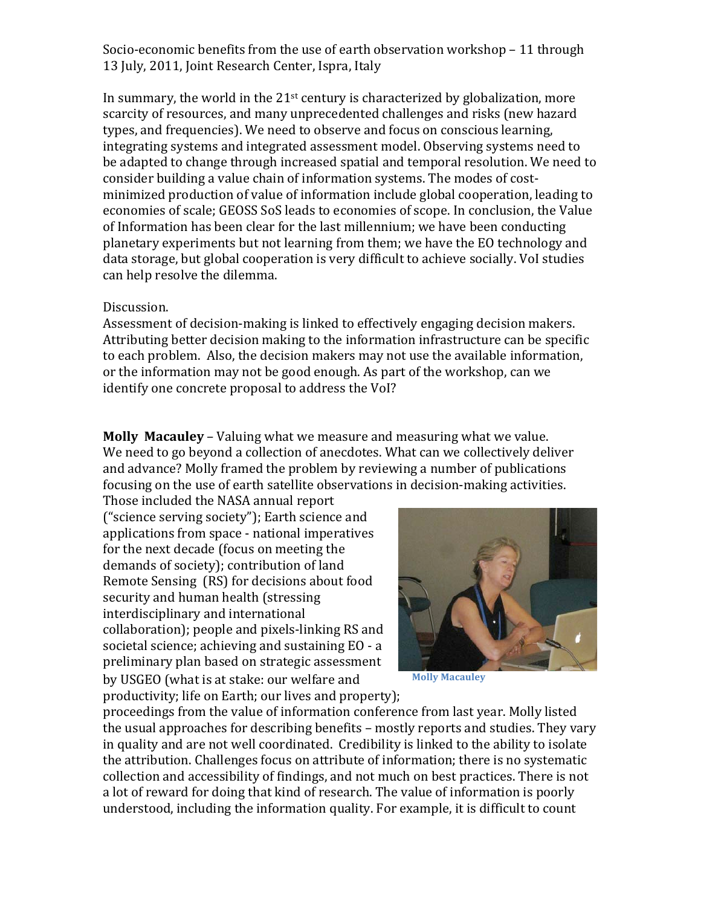Socio-economic benefits from the use of earth observation workshop – 11 through 13 July, 2011, Joint Research Center, Ispra, Italy

In summary, the world in the 21st century is characterized by globalization, more scarcity of resources, and many unprecedented challenges and risks (new hazard types, and frequencies). We need to observe and focus on conscious learning, integrating systems and integrated assessment model. Observing systems need to be adapted to change through increased spatial and temporal resolution. We need to consider building a value chain of information systems. The modes of cost-minimized production of value of information include global cooperation, leading to economies of scale; GEOSS SoS leads to economies of scope. In conclusion, the Value of Information has been clear for the last millennium; we have been conducting planetary experiments but not learning from them; we have the EO technology and data storage, but global cooperation is very difficult to achieve socially. VoI studies can help resolve the dilemma.

Discussion.
Assessment of decision-making is linked to effectively engaging decision makers. Attributing better decision making to the information infrastructure can be specific to each problem. Also, the decision makers may not use the available information, or the information may not be good enough. As part of the workshop, can we identify one concrete proposal to address the VoI?

**Molly Macauley** – Valuing what we measure and measuring what we value. We need to go beyond a collection of anecdotes. What can we collectively deliver and advance? Molly framed the problem by reviewing a number of publications focusing on the use of earth satellite observations in decision-making activities. Those included the NASA annual report ("science serving society"); Earth science and applications from space - national imperatives for the next decade (focus on meeting the demands of society); contribution of land Remote Sensing (RS) for decisions about food security and human health (stressing interdisciplinary and international collaboration); people and pixels-linking RS and societal science; achieving and sustaining EO - a preliminary plan based on strategic assessment by USGEO (what is at stake: our welfare and productivity; life on Earth; our lives and property); proceedings from the value of information conference from last year. Molly listed the usual approaches for describing benefits – mostly reports and studies. They vary in quality and are not well coordinated. Credibility is linked to the ability to isolate the attribution. Challenges focus on attribute of information; there is no systematic collection and accessibility of findings, and not much on best practices. There is not a lot of reward for doing that kind of research. The value of information is poorly understood, including the information quality. For example, it is difficult to count

Molly Macauley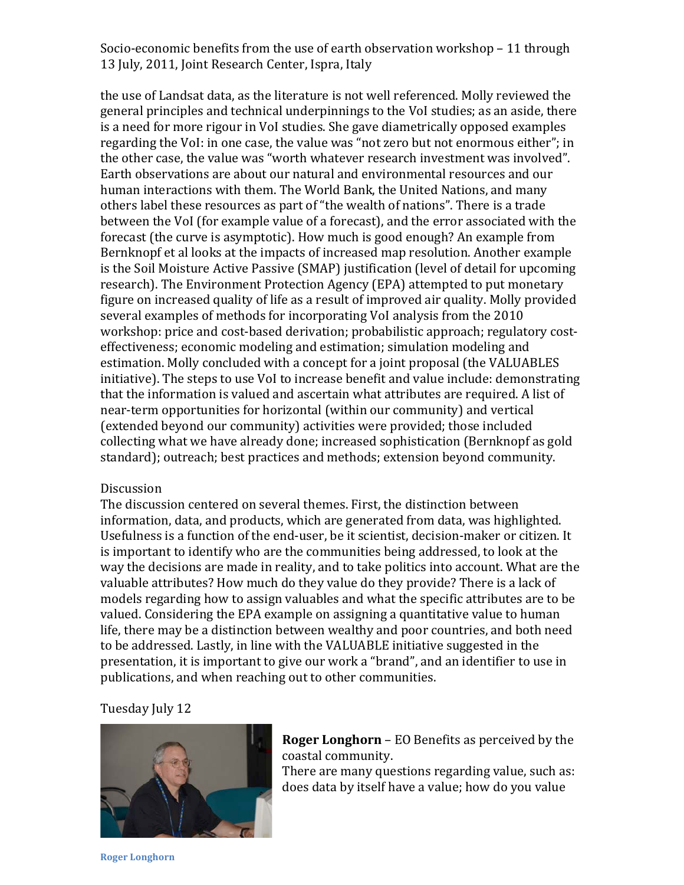the use of Landsat data, as the literature is not well referenced. Molly reviewed the general principles and technical underpinnings to the VoI studies; as an aside, there is a need for more rigour in VoI studies. She gave diametrically opposed examples regarding the VoI: in one case, the value was "not zero but not enormous either"; in the other case, the value was "worth whatever research investment was involved". Earth observations are about our natural and environmental resources and our human interactions with them. The World Bank, the United Nations, and many others label these resources as part of "the wealth of nations". There is a trade between the VoI (for example value of a forecast), and the error associated with the forecast (the curve is asymptotic). How much is good enough? An example from Bernknopf et al looks at the impacts of increased map resolution. Another example is the Soil Moisture Active Passive (SMAP) justification (level of detail for upcoming research). The Environment Protection Agency (EPA) attempted to put monetary figure on increased quality of life as a result of improved air quality. Molly provided several examples of methods for incorporating VoI analysis from the 2010 workshop: price and cost-based derivation; probabilistic approach; regulatory cost-effectiveness; economic modeling and estimation; simulation modeling and estimation. Molly concluded with a concept for a joint proposal (the VALUABLES initiative). The steps to use VoI to increase benefit and value include: demonstrating that the information is valued and ascertain what attributes are required. A list of near-term opportunities for horizontal (within our community) and vertical (extended beyond our community) activities were provided; those included collecting what we have already done; increased sophistication (Bernknopf as gold standard); outreach; best practices and methods; extension beyond community.

Discussion

The discussion centered on several themes. First, the distinction between information, data, and products, which are generated from data, was highlighted. Usefulness is a function of the end-user, be it scientist, decision-maker or citizen. It is important to identify who are the communities being addressed, to look at the way the decisions are made in reality, and to take politics into account. What are the valuable attributes? How much do they value do they provide? There is a lack of models regarding how to assign valuables and what the specific attributes are to be valued. Considering the EPA example on assigning a quantitative value to human life, there may be a distinction between wealthy and poor countries, and both need to be addressed. Lastly, in line with the VALUABLE initiative suggested in the presentation, it is important to give our work a "brand", and an identifier to use in publications, and when reaching out to other communities.

Tuesday July 12

Roger Longhorn

**Roger Longhorn** – EO Benefits as perceived by the coastal community.

There are many questions regarding value, such as: does data by itself have a value; how do you value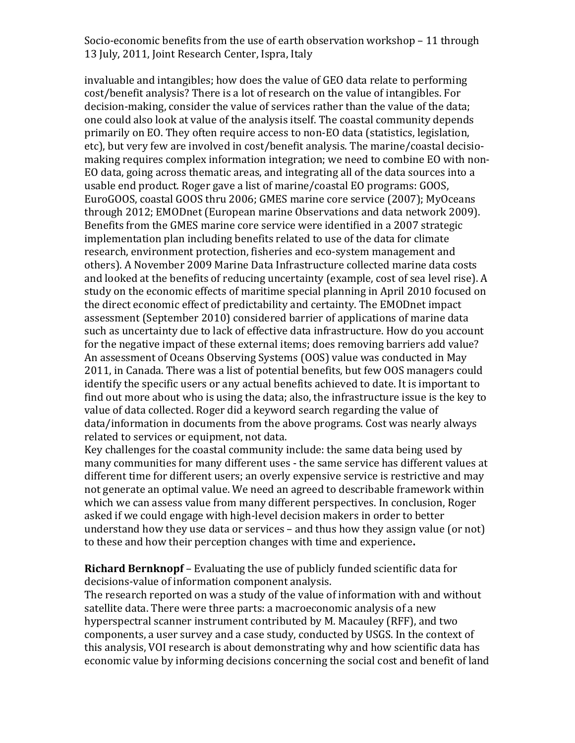invaluable and intangibles; how does the value of GEO data relate to performing cost/benefit analysis? There is a lot of research on the value of intangibles. For decision-making, consider the value of services rather than the value of the data; one could also look at value of the analysis itself. The coastal community depends primarily on EO. They often require access to non-EO data (statistics, legislation, etc), but very few are involved in cost/benefit analysis. The marine/coastal decisio-making requires complex information integration; we need to combine EO with non-EO data, going across thematic areas, and integrating all of the data sources into a usable end product. Roger gave a list of marine/coastal EO programs: GOOS, EuroGOOS, coastal GOOS thru 2006; GMES marine core service (2007); MyOceans through 2012; EMODnet (European marine Observations and data network 2009). Benefits from the GMES marine core service were identified in a 2007 strategic implementation plan including benefits related to use of the data for climate research, environment protection, fisheries and eco-system management and others). A November 2009 Marine Data Infrastructure collected marine data costs and looked at the benefits of reducing uncertainty (example, cost of sea level rise). A study on the economic effects of maritime special planning in April 2010 focused on the direct economic effect of predictability and certainty. The EMODnet impact assessment (September 2010) considered barrier of applications of marine data such as uncertainty due to lack of effective data infrastructure. How do you account for the negative impact of these external items; does removing barriers add value? An assessment of Oceans Observing Systems (OOS) value was conducted in May 2011, in Canada. There was a list of potential benefits, but few OOS managers could identify the specific users or any actual benefits achieved to date. It is important to find out more about who is using the data; also, the infrastructure issue is the key to value of data collected. Roger did a keyword search regarding the value of data/information in documents from the above programs. Cost was nearly always related to services or equipment, not data.

Key challenges for the coastal community include: the same data being used by many communities for many different uses - the same service has different values at different time for different users; an overly expensive service is restrictive and may not generate an optimal value. We need an agreed to describable framework within which we can assess value from many different perspectives. In conclusion, Roger asked if we could engage with high-level decision makers in order to better understand how they use data or services – and thus how they assign value (or not) to these and how their perception changes with time and experience**.**

**Richard Bernknopf** – Evaluating the use of publicly funded scientific data for decisions-value of information component analysis.

The research reported on was a study of the value of information with and without satellite data. There were three parts: a macroeconomic analysis of a new hyperspectral scanner instrument contributed by M. Macauley (RFF), and two components, a user survey and a case study, conducted by USGS. In the context of this analysis, VOI research is about demonstrating why and how scientific data has economic value by informing decisions concerning the social cost and benefit of land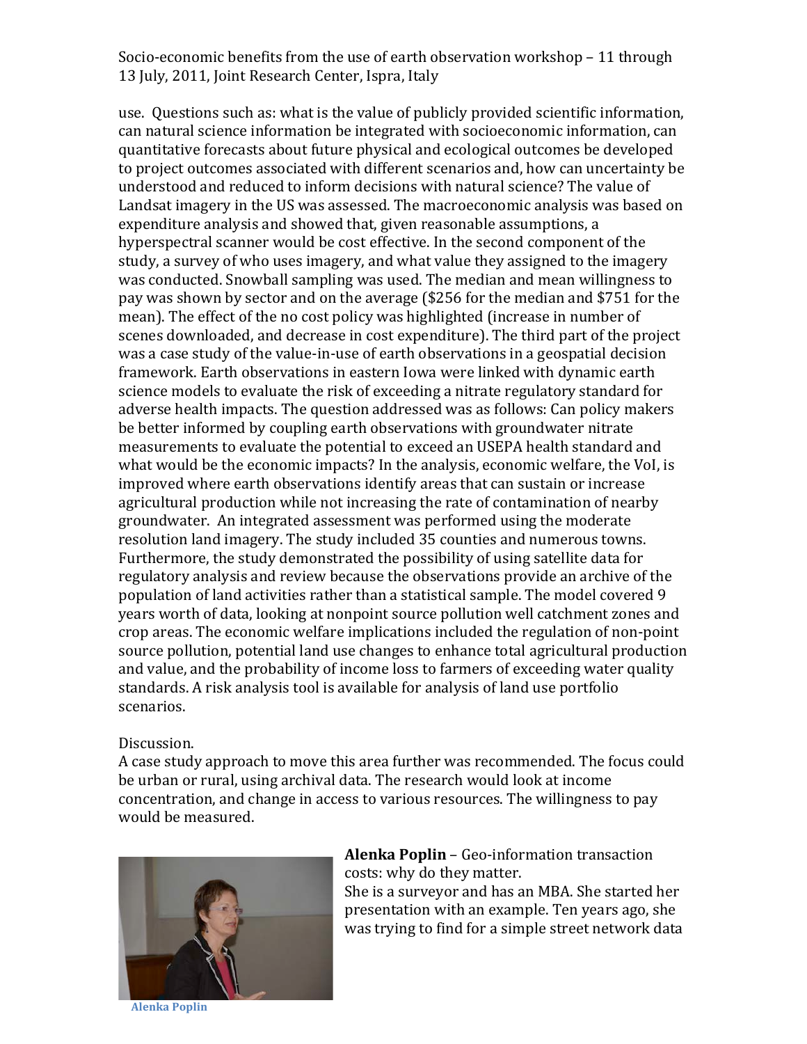use. Questions such as: what is the value of publicly provided scientific information, can natural science information be integrated with socioeconomic information, can quantitative forecasts about future physical and ecological outcomes be developed to project outcomes associated with different scenarios and, how can uncertainty be understood and reduced to inform decisions with natural science? The value of Landsat imagery in the US was assessed. The macroeconomic analysis was based on expenditure analysis and showed that, given reasonable assumptions, a hyperspectral scanner would be cost effective. In the second component of the study, a survey of who uses imagery, and what value they assigned to the imagery was conducted. Snowball sampling was used. The median and mean willingness to pay was shown by sector and on the average ($256 for the median and $751 for the mean). The effect of the no cost policy was highlighted (increase in number of scenes downloaded, and decrease in cost expenditure). The third part of the project was a case study of the value-in-use of earth observations in a geospatial decision framework. Earth observations in eastern Iowa were linked with dynamic earth science models to evaluate the risk of exceeding a nitrate regulatory standard for adverse health impacts. The question addressed was as follows: Can policy makers be better informed by coupling earth observations with groundwater nitrate measurements to evaluate the potential to exceed an USEPA health standard and what would be the economic impacts? In the analysis, economic welfare, the VoI, is improved where earth observations identify areas that can sustain or increase agricultural production while not increasing the rate of contamination of nearby groundwater. An integrated assessment was performed using the moderate resolution land imagery. The study included 35 counties and numerous towns. Furthermore, the study demonstrated the possibility of using satellite data for regulatory analysis and review because the observations provide an archive of the population of land activities rather than a statistical sample. The model covered 9 years worth of data, looking at nonpoint source pollution well catchment zones and crop areas. The economic welfare implications included the regulation of non-point source pollution, potential land use changes to enhance total agricultural production and value, and the probability of income loss to farmers of exceeding water quality standards. A risk analysis tool is available for analysis of land use portfolio scenarios.

Discussion.
A case study approach to move this area further was recommended. The focus could be urban or rural, using archival data. The research would look at income concentration, and change in access to various resources. The willingness to pay would be measured.

Alenka Poplin

**Alenka Poplin** – Geo-information transaction costs: why do they matter.
She is a surveyor and has an MBA. She started her presentation with an example. Ten years ago, she was trying to find for a simple street network data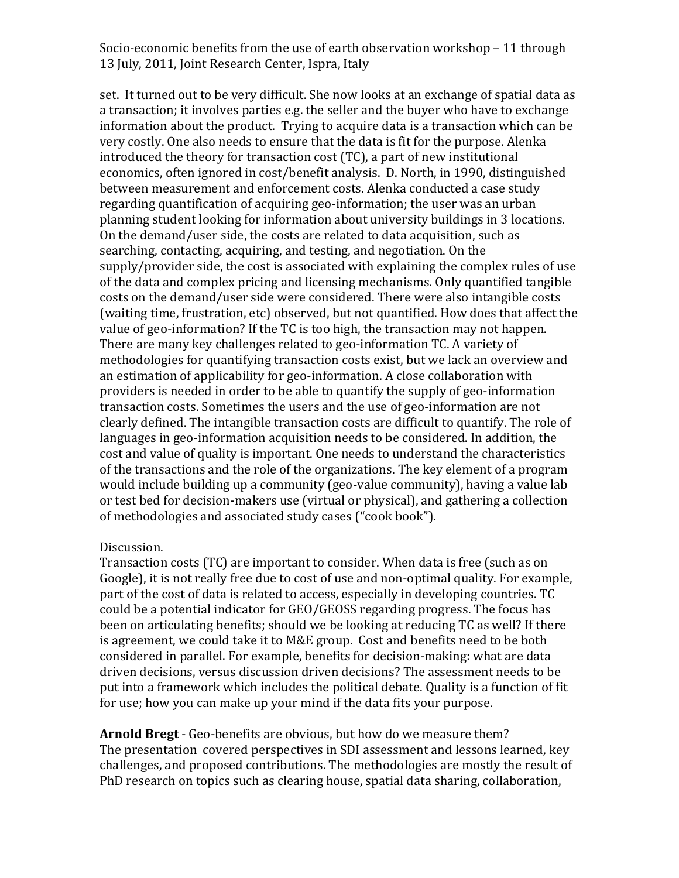set. It turned out to be very difficult. She now looks at an exchange of spatial data as a transaction; it involves parties e.g. the seller and the buyer who have to exchange information about the product. Trying to acquire data is a transaction which can be very costly. One also needs to ensure that the data is fit for the purpose. Alenka introduced the theory for transaction cost (TC), a part of new institutional economics, often ignored in cost/benefit analysis. D. North, in 1990, distinguished between measurement and enforcement costs. Alenka conducted a case study regarding quantification of acquiring geo-information; the user was an urban planning student looking for information about university buildings in 3 locations. On the demand/user side, the costs are related to data acquisition, such as searching, contacting, acquiring, and testing, and negotiation. On the supply/provider side, the cost is associated with explaining the complex rules of use of the data and complex pricing and licensing mechanisms. Only quantified tangible costs on the demand/user side were considered. There were also intangible costs (waiting time, frustration, etc) observed, but not quantified. How does that affect the value of geo-information? If the TC is too high, the transaction may not happen. There are many key challenges related to geo-information TC. A variety of methodologies for quantifying transaction costs exist, but we lack an overview and an estimation of applicability for geo-information. A close collaboration with providers is needed in order to be able to quantify the supply of geo-information transaction costs. Sometimes the users and the use of geo-information are not clearly defined. The intangible transaction costs are difficult to quantify. The role of languages in geo-information acquisition needs to be considered. In addition, the cost and value of quality is important. One needs to understand the characteristics of the transactions and the role of the organizations. The key element of a program would include building up a community (geo-value community), having a value lab or test bed for decision-makers use (virtual or physical), and gathering a collection of methodologies and associated study cases ("cook book").

Discussion.

Transaction costs (TC) are important to consider. When data is free (such as on Google), it is not really free due to cost of access and non-optimal quality. For example, part of the cost of data is related to access, especially in developing countries. TC could be a potential indicator for GEO/GEOSS regarding progress. The focus has been on articulating benefits; should we be looking at reducing TC as well? If there is agreement, we could take it to M&E group. Cost and benefits need to be both considered in parallel. For example, benefits for decision-making: what are data driven decisions, versus discussion driven decisions? The assessment needs to be put into a framework which includes the political debate. Quality is a function of fit for use; how you can make up your mind if the data fits your purpose.

**Arnold Bregt** - Geo-benefits are obvious, but how do we measure them? The presentation covered perspectives in SDI assessment and lessons learned, key challenges, and proposed contributions. The methodologies are mostly the result of PhD research on topics such as clearing house, spatial data sharing, collaboration,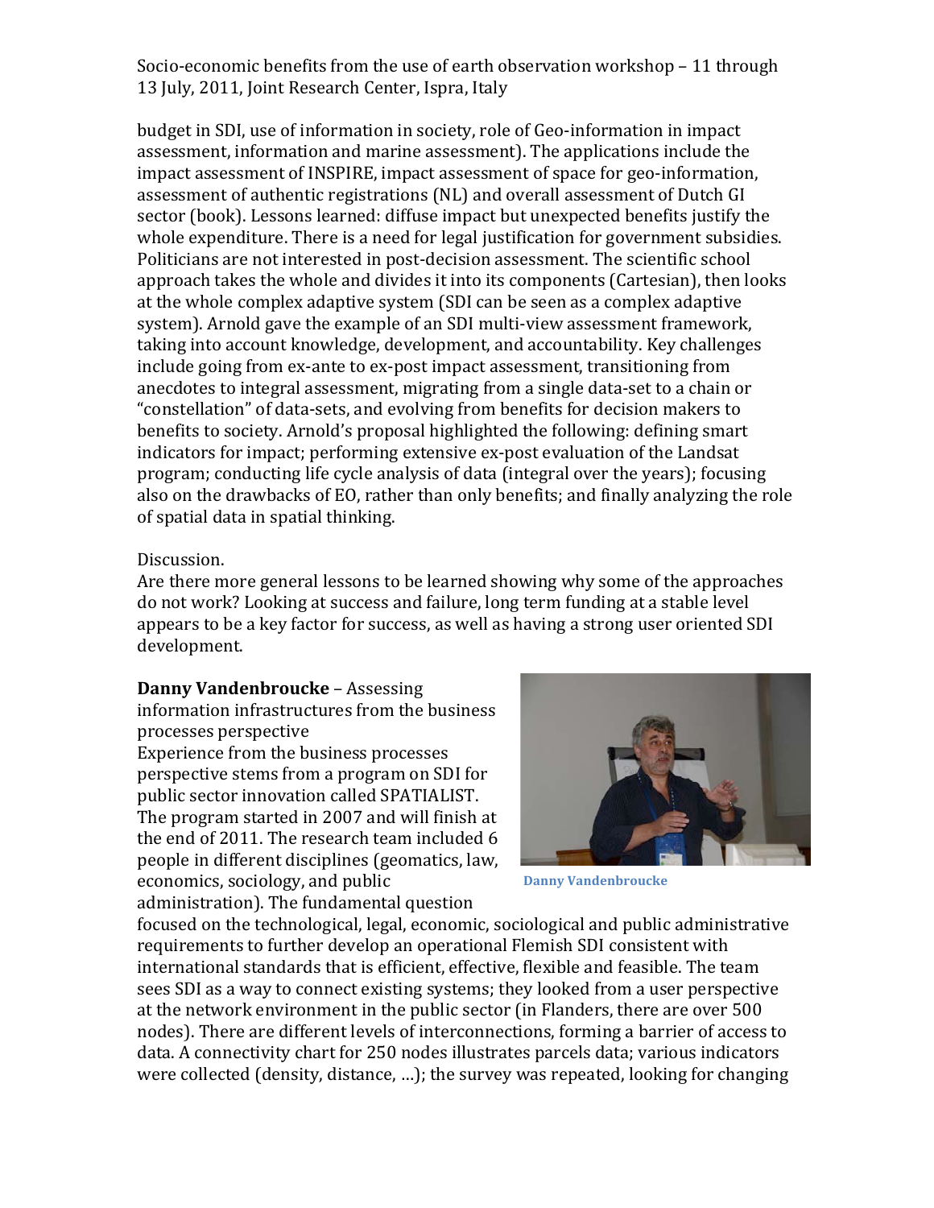budget in SDI, use of information in society, role of Geo-information in impact assessment, information and marine assessment). The applications include the impact assessment of INSPIRE, impact assessment of space for geo-information, assessment of authentic registrations (NL) and overall assessment of Dutch GI sector (book). Lessons learned: diffuse impact but unexpected benefits justify the whole expenditure. There is a need for legal justification for government subsidies. Politicians are not interested in post-decision assessment. The scientific school approach takes the whole and divides it into its components (Cartesian), then looks at the whole complex adaptive system (SDI can be seen as a complex adaptive system). Arnold gave the example of an SDI multi-view assessment framework, taking into account knowledge, development, and accountability. Key challenges include going from ex-ante to ex-post impact assessment, transitioning from anecdotes to integral assessment, migrating from a single data-set to a chain or "constellation" of data-sets, and evolving from benefits for decision makers to benefits to society. Arnold's proposal highlighted the following: defining smart indicators for impact; performing extensive ex-post evaluation of the Landsat program; conducting life cycle analysis of data (integral over the years); focusing also on the drawbacks of EO, rather than only benefits; and finally analyzing the role of spatial data in spatial thinking.

Discussion.

Are there more general lessons to be learned showing why some of the approaches do not work? Looking at success and failure, long term funding at a stable level appears to be a key factor for success, as well as having a strong user oriented SDI development.

**Danny Vandenbroucke** – Assessing information infrastructures from the business processes perspective

Danny Vandenbroucke

Experience from the business processes perspective stems from a program on SDI for public sector innovation called SPATIALIST. The program started in 2007 and will finish at the end of 2011. The research team included 6 people in different disciplines (geomatics, law, economics, sociology, and public administration). The fundamental question focused on the technological, legal, economic, sociological and public administrative requirements to further develop an operational Flemish SDI consistent with international standards that is efficient, effective, flexible and feasible. The team sees SDI as a way to connect existing systems; they looked from a user perspective at the network environment in the public sector (in Flanders, there are over 500 nodes). There are different levels of interconnections, forming a barrier of access to data. A connectivity chart for 250 nodes illustrates parcels data; various indicators were collected (density, distance, ...); the survey was repeated, looking for changing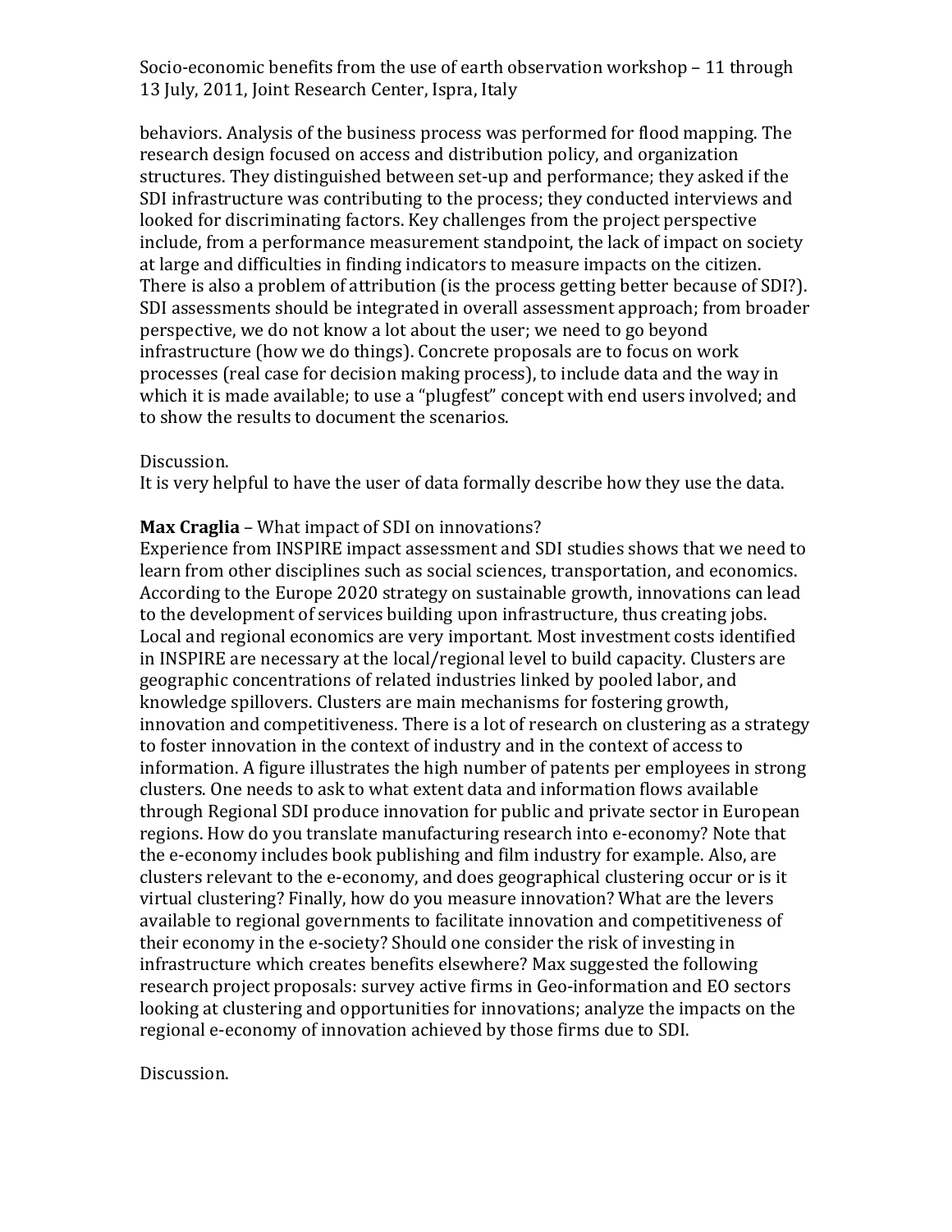behaviors. Analysis of the business process was performed for flood mapping. The research design focused on access and distribution policy, and organization structures. They distinguished between set-up and performance; they asked if the SDI infrastructure was contributing to the process; they conducted interviews and looked for discriminating factors. Key challenges from the project perspective include, from a performance measurement standpoint, the lack of impact on society at large and difficulties in finding indicators to measure impacts on the citizen. There is also a problem of attribution (is the process getting better because of SDI?). SDI assessments should be integrated in overall assessment approach; from broader perspective, we do not know a lot about the user; we need to go beyond infrastructure (how we do things). Concrete proposals are to focus on work processes (real case for decision making process), to include data and the way in which it is made available; to use a "plugfest" concept with end users involved; and to show the results to document the scenarios.

Discussion.
It is very helpful to have the user of data formally describe how they use the data.

**Max Craglia** – What impact of SDI on innovations?
Experience from INSPIRE impact assessment and SDI studies shows that we need to learn from other disciplines such as social sciences, transportation, and economics. According to the Europe 2020 strategy on sustainable growth, innovations can lead to the development of services building upon infrastructure, thus creating jobs. Local and regional economics are very important. Most investment costs identified in INSPIRE are necessary at the local/regional level to build capacity. Clusters are geographic concentrations of related industries linked by pooled labor, and knowledge spillovers. Clusters are main mechanisms for fostering growth, innovation and competitiveness. There is a lot of research on clustering as a strategy to foster innovation in the context of industry and in the context of access to information. A figure illustrates the high number of patents per employees in strong clusters. One needs to ask to what extent data and information flows available through Regional SDI produce innovation for public and private sector in European regions. How do you translate manufacturing research into e-economy? Note that the e-economy includes book publishing and film industry for example. Also, are clusters relevant to the e-economy, and does geographical clustering occur or is it virtual clustering? Finally, how do you measure innovation? What are the levers available to regional governments to facilitate innovation and competitiveness of their economy in the e-society? Should one consider the risk of investing in infrastructure which creates benefits elsewhere? Max suggested the following research project proposals: survey active firms in Geo-information and EO sectors looking at clustering and opportunities for innovations; analyze the impacts on the regional e-economy of innovation achieved by those firms due to SDI.

Discussion.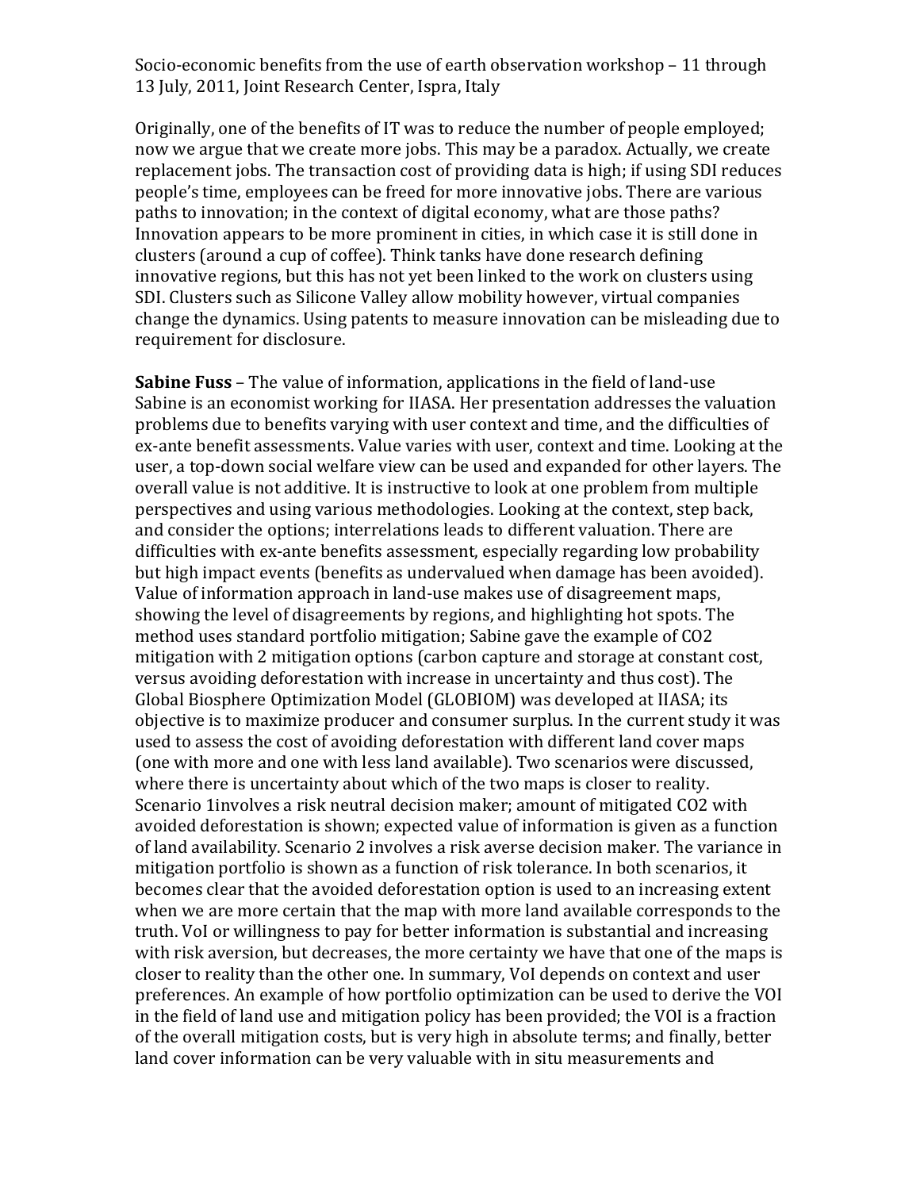Originally, one of the benefits of IT was to reduce the number of people employed; now we argue that we create more jobs. This may be a paradox. Actually, we create replacement jobs. The transaction cost of providing data is high; if using SDI reduces people's time, employees can be freed for more innovative jobs. There are various paths to innovation; in the context of digital economy, what are those paths? Innovation appears to be more prominent in cities, in which case it is still done in clusters (around a cup of coffee). Think tanks have done research defining innovative regions, but this has not yet been linked to the work on clusters using SDI. Clusters such as Silicone Valley allow mobility however, virtual companies change the dynamics. Using patents to measure innovation can be misleading due to requirement for disclosure.

**Sabine Fuss** – The value of information, applications in the field of land-use
Sabine is an economist working for IIASA. Her presentation addresses the valuation problems due to benefits varying with user context and time, and the difficulties of ex-ante benefit assessments. Value varies with user, context and time. Looking at the user, a top-down social welfare view can be used and expanded for other layers. The overall value is not additive. It is instructive to look at one problem from multiple perspectives and using various methodologies. Looking at the context, step back, and consider the options; interrelations leads to different valuation. There are difficulties with ex-ante benefits assessment, especially regarding low probability but high impact events (benefits as undervalued when damage has been avoided). Value of information approach in land-use makes use of disagreement maps, showing the level of disagreements by regions, and highlighting hot spots. The method uses standard portfolio mitigation; Sabine gave the example of $CO_2$ mitigation with 2 mitigation options (carbon capture and storage at constant cost, versus avoiding deforestation with increase in uncertainty and thus cost). The Global Biosphere Optimization Model (GLOBIOM) was developed at IIASA; its objective is to maximize producer and consumer surplus. In the current study it was used to assess the cost of avoiding deforestation with different land cover maps (one with more and one with less land available). Two scenarios were discussed, where there is uncertainty about which of the two maps is closer to reality. Scenario 1involves a risk neutral decision maker; amount of mitigated $CO_2$ with avoided deforestation is shown; expected value of information is given as a function of land availability. Scenario 2 involves a risk averse decision maker. The variance in mitigation portfolio is shown as a function of risk tolerance. In both scenarios, it becomes clear that the avoided deforestation option is used to an increasing extent when we are more certain that the map with more land available corresponds to the truth. VoI or willingness to pay for better information is substantial and increasing with risk aversion, but decreases, the more certainty we have that one of the maps is closer to reality than the other one. In summary, VoI depends on context and user preferences. An example of how portfolio optimization can be used to derive the VOI in the field of land use and mitigation policy has been provided; the VOI is a fraction of the overall mitigation costs, but is very high in absolute terms; and finally, better land cover information can be very valuable with in situ measurements and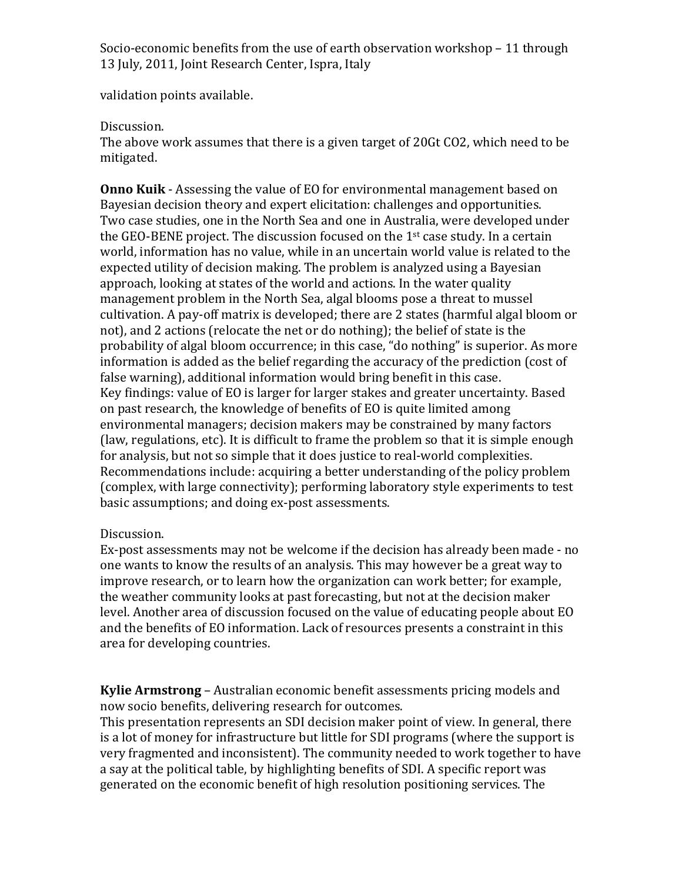validation points available.

Discussion.
The above work assumes that there is a given target of 20Gt $CO_2$, which need to be mitigated.

**Onno Kuik** - Assessing the value of EO for environmental management based on Bayesian decision theory and expert elicitation: challenges and opportunities.
Two case studies, one in the North Sea and one in Australia, were developed under the GEO-BENE project. The discussion focused on the 1st case study. In a certain world, information has no value, while in an uncertain world value is related to the expected utility of decision making. The problem is analyzed using a Bayesian approach, looking at states of the world and actions. In the water quality management problem in the North Sea, algal blooms pose a threat to mussel cultivation. A pay-off matrix is developed; there are 2 states (harmful algal bloom or not), and 2 actions (relocate the net or do nothing); the belief of state is the probability of algal bloom occurrence; in this case, "do nothing" is superior. As more information is added as the belief regarding the accuracy of the prediction (cost of false warning), additional information would bring benefit in this case.
Key findings: value of EO is larger for larger stakes and greater uncertainty. Based on past research, the knowledge of benefits of EO is quite limited among environmental managers; decision makers may be constrained by many factors (law, regulations, etc). It is difficult to frame the problem so that it is simple enough for analysis, but not so simple that it does justice to real-world complexities.
Recommendations include: acquiring a better understanding of the policy problem (complex, with large connectivity); performing laboratory style experiments to test basic assumptions; and doing ex-post assessments.

Discussion.
Ex-post assessments may not be welcome if the decision has already been made - no one wants to know the results of an analysis. This may however be a great way to improve research, or to learn how the organization can work better; for example, the weather community looks at past forecasting, but not at the decision maker level. Another area of discussion focused on the value of educating people about EO and the benefits of EO information. Lack of resources presents a constraint in this area for developing countries.

**Kylie Armstrong** – Australian economic benefit assessments pricing models and now socio benefits, delivering research for outcomes.
This presentation represents an SDI decision maker point of view. In general, there is a lot of money for infrastructure but little for SDI programs (where the support is very fragmented and inconsistent). The community needed to work together to have a say at the political table, by highlighting benefits of SDI. A specific report was generated on the economic benefit of high resolution positioning services. The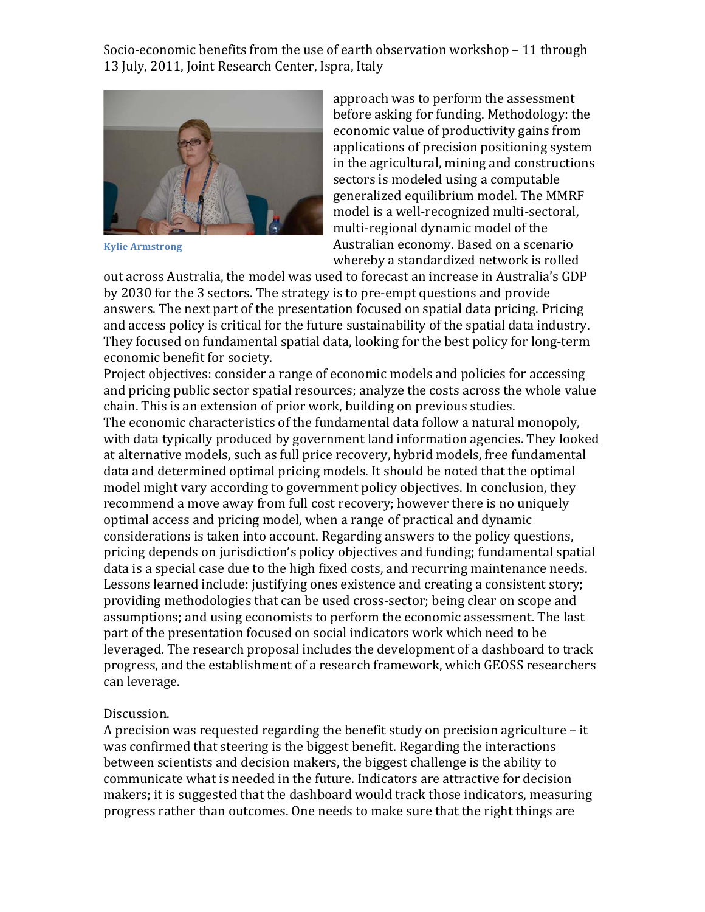Kylie Armstrong

approach was to perform the assessment before asking for funding. Methodology: the economic value of productivity gains from applications of precision positioning system in the agricultural, mining and constructions sectors is modeled using a computable generalized equilibrium model. The MMRF model is a well-recognized multi-sectoral, multi-regional dynamic model of the Australian economy. Based on a scenario whereby a standardized network is rolled out across Australia, the model was used to forecast an increase in Australia's GDP by 2030 for the 3 sectors. The strategy is to pre-empt questions and provide answers. The next part of the presentation focused on spatial data pricing. Pricing and access policy is critical for the future sustainability of the spatial data industry. They focused on fundamental spatial data, looking for the best policy for long-term economic benefit for society.

Project objectives: consider a range of economic models and policies for accessing and pricing public sector spatial resources; analyze the costs across the whole value chain. This is an extension of prior work, building on previous studies.

The economic characteristics of the fundamental data follow a natural monopoly, with data typically produced by government land information agencies. They looked at alternative models, such as full price recovery, hybrid models, free fundamental data and determined optimal pricing models. It should be noted that the optimal model might vary according to government policy objectives. In conclusion, they recommend a move away from full cost recovery; however there is no uniquely optimal access and pricing model, when a range of practical and dynamic considerations is taken into account. Regarding answers to the policy questions, pricing depends on jurisdiction's policy objectives and funding; fundamental spatial data is a special case due to the high fixed costs, and recurring maintenance needs. Lessons learned include: justifying ones existence and creating a consistent story; providing methodologies that can be used cross-sector; being clear on scope and assumptions; and using economists to perform the economic assessment. The last part of the presentation focused on social indicators work which need to be leveraged. The research proposal includes the development of a dashboard to track progress, and the establishment of a research framework, which GEOSS researchers can leverage.

Discussion.

A precision was requested regarding the benefit study on precision agriculture – it was confirmed that steering is the biggest benefit. Regarding the interactions between scientists and decision makers, the biggest challenge is the ability to communicate what is needed in the future. Indicators are attractive for decision makers; it is suggested that the dashboard would track those indicators, measuring progress rather than outcomes. One needs to make sure that the right things are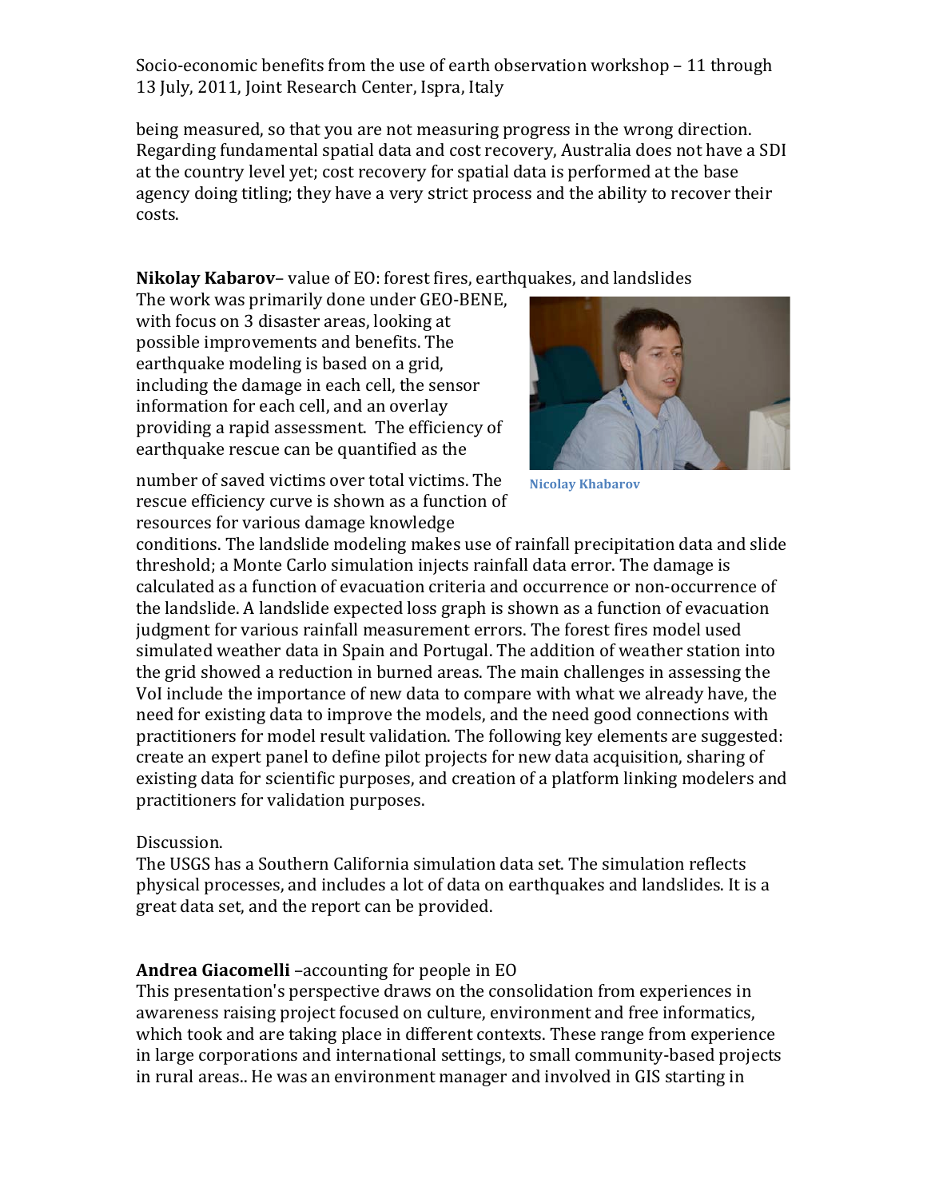being measured, so that you are not measuring progress in the wrong direction. Regarding fundamental spatial data and cost recovery, Australia does not have a SDI at the country level yet; cost recovery for spatial data is performed at the base agency doing titling; they have a very strict process and the ability to recover their costs.

**Nikolay Kabarov**– value of EO: forest fires, earthquakes, and landslides

The work was primarily done under GEO-BENE, with focus on 3 disaster areas, looking at possible improvements and benefits. The earthquake modeling is based on a grid, including the damage in each cell, the sensor information for each cell, and an overlay providing a rapid assessment. The efficiency of earthquake rescue can be quantified as the number of saved victims over total victims. The rescue efficiency curve is shown as a function of resources for various damage knowledge conditions. The landslide modeling makes use of rainfall precipitation data and slide threshold; a Monte Carlo simulation injects rainfall data error. The damage is calculated as a function of evacuation criteria and occurrence or non-occurrence of the landslide. A landslide expected loss graph is shown as a function of evacuation judgment for various rainfall measurement errors. The forest fires model used simulated weather data in Spain and Portugal. The addition of weather station into the grid showed a reduction in burned areas. The main challenges in assessing the VoI include the importance of new data to compare with what we already have, the need for existing data to improve the models, and the need good connections with practitioners for model result validation. The following key elements are suggested: create an expert panel to define pilot projects for new data acquisition, sharing of existing data for scientific purposes, and creation of a platform linking modelers and practitioners for validation purposes.

Nicolay Khabarov

Discussion.

The USGS has a Southern California simulation data set. The simulation reflects physical processes, and includes a lot of data on earthquakes and landslides. It is a great data set, and the report can be provided.

**Andrea Giacomelli** –accounting for people in EO

This presentation's perspective draws on the consolidation from experiences in awareness raising project focused on culture, environment and free informatics, which took and are taking place in different contexts. These range from experience in large corporations and international settings, to small community-based projects in rural areas.. He was an environment manager and involved in GIS starting in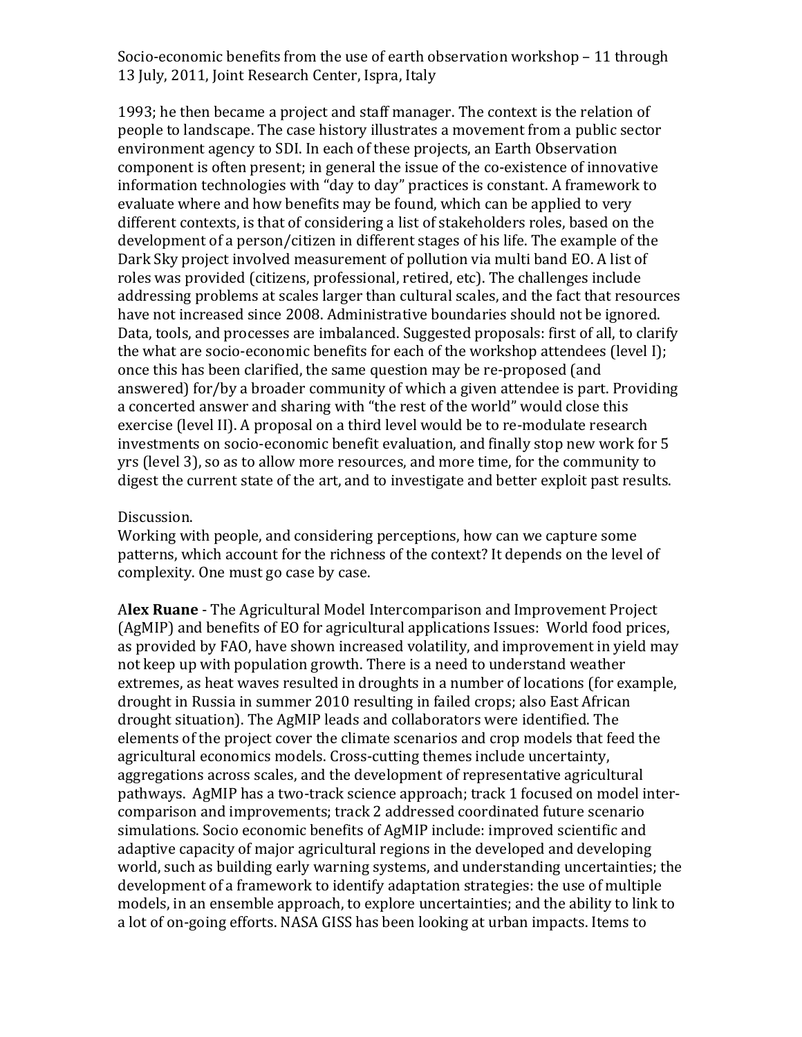1993; he then became a project and staff manager. The context is the relation of people to landscape. The case history illustrates a movement from a public sector environment agency to SDI. In each of these projects, an Earth Observation component is often present; in general the issue of the co-existence of innovative information technologies with "day to day" practices is constant. A framework to evaluate where and how benefits may be found, which can be applied to very different contexts, is that of considering a list of stakeholders roles, based on the development of a person/citizen in different stages of his life. The example of the Dark Sky project involved measurement of pollution via multi band EO. A list of roles was provided (citizens, professional, retired, etc). The challenges include addressing problems at scales larger than cultural scales, and the fact that resources have not increased since 2008. Administrative boundaries should not be ignored. Data, tools, and processes are imbalanced. Suggested proposals: first of all, to clarify the what are socio-economic benefits for each of the workshop attendees (level I); once this has been clarified, the same question may be re-proposed (and answered) for/by a broader community of which a given attendee is part. Providing a concerted answer and sharing with "the rest of the world" would close this exercise (level II). A proposal on a third level would be to re-modulate research investments on socio-economic benefit evaluation, and finally stop new work for 5 yrs (level 3), so as to allow more resources, and more time, for the community to digest the current state of the art, and to investigate and better exploit past results.

Discussion.

Working with people, and considering perceptions, how can we capture some patterns, which account for the richness of the context? It depends on the level of complexity. One must go case by case.

A**lex Ruane** - The Agricultural Model Intercomparison and Improvement Project (AgMIP) and benefits of EO for agricultural applications Issues: World food prices, as provided by FAO, have shown increased volatility, and improvement in yield may not keep up with population growth. There is a need to understand weather extremes, as heat waves resulted in droughts in a number of locations (for example, drought in Russia in summer 2010 resulting in failed crops; also East African drought situation). The AgMIP leads and collaborators were identified. The elements of the project cover the climate scenarios and crop models that feed the agricultural economics models. Cross-cutting themes include uncertainty, aggregations across scales, and the development of representative agricultural pathways. AgMIP has a two-track science approach; track 1 focused on model inter-comparison and improvements; track 2 addressed coordinated future scenario simulations. Socio economic benefits of AgMIP include: improved scientific and adaptive capacity of major agricultural regions in the developed and developing world, such as building early warning systems, and understanding uncertainties; the development of a framework to identify adaptation strategies: the use of multiple models, in an ensemble approach, to explore uncertainties; and the ability to link to a lot of on-going efforts. NASA GISS has been looking at urban impacts. Items to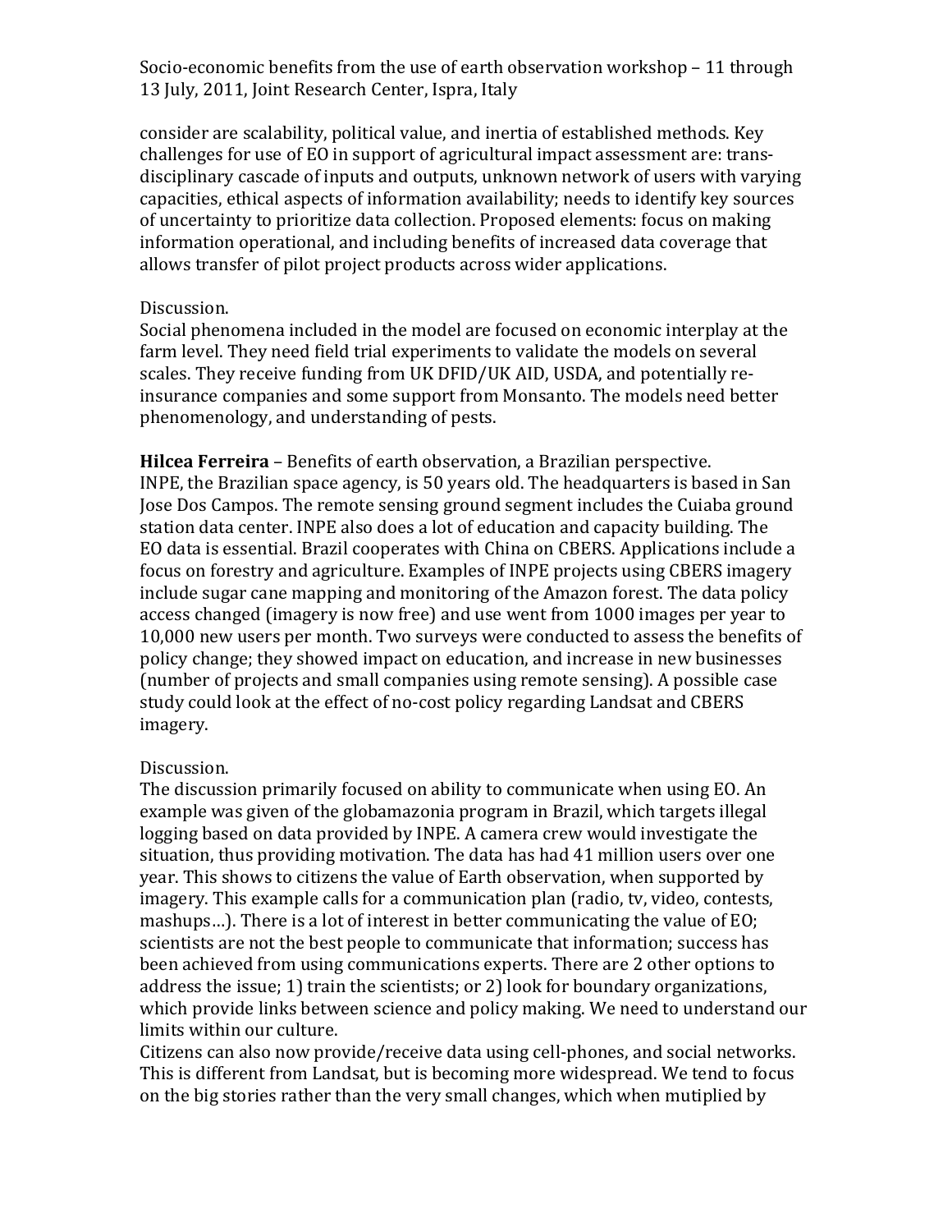consider are scalability, political value, and inertia of established methods. Key challenges for use of EO in support of agricultural impact assessment are: trans-disciplinary cascade of inputs and outputs, unknown network of users with varying capacities, ethical aspects of information availability; needs to identify key sources of uncertainty to prioritize data collection. Proposed elements: focus on making information operational, and including benefits of increased data coverage that allows transfer of pilot project products across wider applications.

Discussion.

Social phenomena included in the model are focused on economic interplay at the farm level. They need field trial experiments to validate the models on several scales. They receive funding from UK DFID/UK AID, USDA, and potentially re-insurance companies and some support from Monsanto. The models need better phenomenology, and understanding of pests.

**Hilcea Ferreira** – Benefits of earth observation, a Brazilian perspective.

INPE, the Brazilian space agency, is 50 years old. The headquarters is based in San Jose Dos Campos. The remote sensing ground segment includes the Cuiaba ground station data center. INPE also does a lot of education and capacity building. The EO data is essential. Brazil cooperates with China on CBERS. Applications include a focus on forestry and agriculture. Examples of INPE projects using CBERS imagery include sugar cane mapping and monitoring of the Amazon forest. The data policy access changed (imagery is now free) and use went from 1000 images per year to 10,000 new users per month. Two surveys were conducted to assess the benefits of policy change; they showed impact on education, and increase in new businesses (number of projects and small companies using remote sensing). A possible case study could look at the effect of no-cost policy regarding Landsat and CBERS imagery.

Discussion.

The discussion primarily focused on ability to communicate when using EO. An example was given of the globamazonia program in Brazil, which targets illegal logging based on data provided by INPE. A camera crew would investigate the situation, thus providing motivation. The data has had 41 million users over one year. This shows to citizens the value of Earth observation, when supported by imagery. This example calls for a communication plan (radio, tv, video, contests, mashups…). There is a lot of interest in better communicating the value of EO; scientists are not the best people to communicate that information; success has been achieved from using communications experts. There are 2 other options to address the issue; 1) train the scientists; or 2) look for boundary organizations, which provide links between science and policy making. We need to understand our limits within our culture.

Citizens can also now provide/receive data using cell-phones, and social networks. This is different from Landsat, but is becoming more widespread. We tend to focus on the big stories rather than the very small changes, which when mutiplied by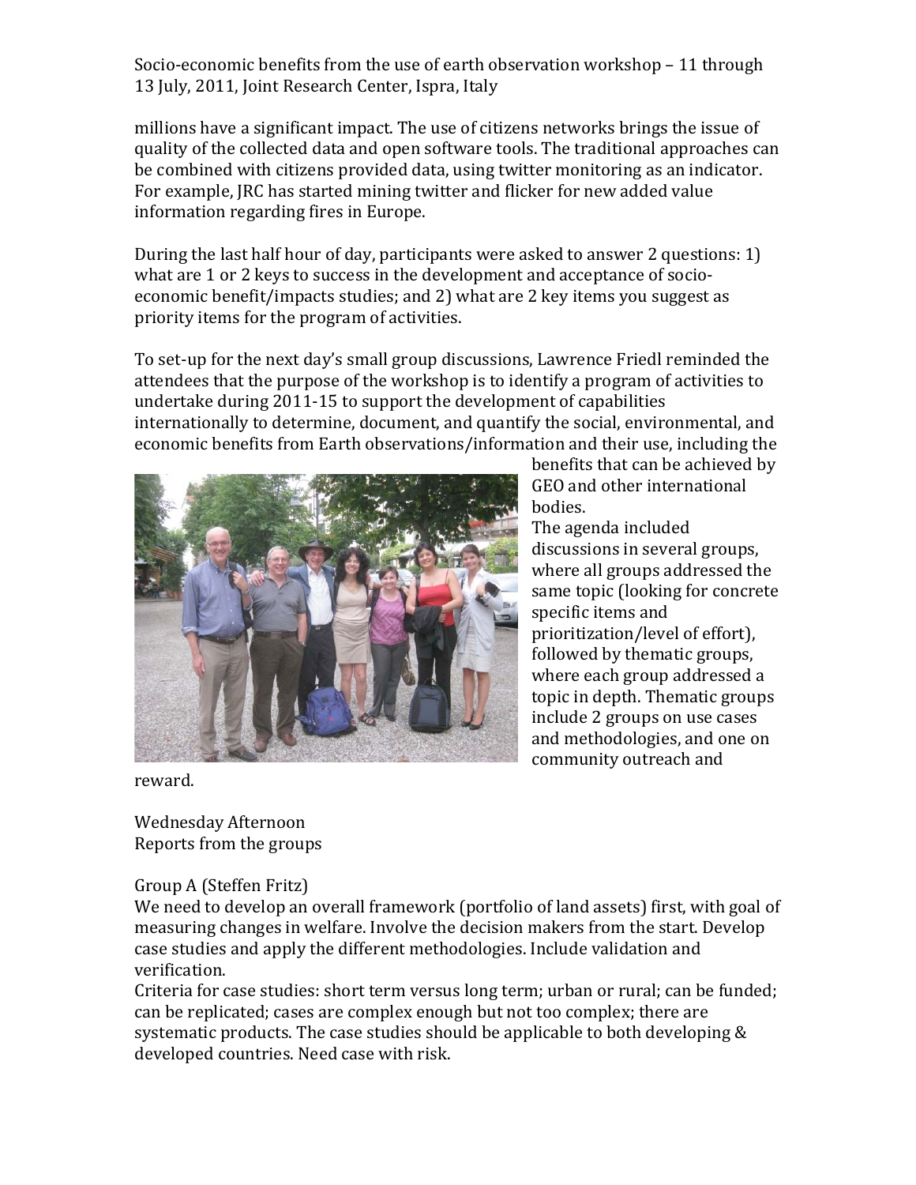millions have a significant impact. The use of citizens networks brings the issue of quality of the collected data and open software tools. The traditional approaches can be combined with citizens provided data, using twitter monitoring as an indicator. For example, JRC has started mining twitter and flicker for new added value information regarding fires in Europe.

During the last half hour of day, participants were asked to answer 2 questions: 1) what are 1 or 2 keys to success in the development and acceptance of socio-economic benefit/impacts studies; and 2) what are 2 key items you suggest as priority items for the program of activities.

To set-up for the next day's small group discussions, Lawrence Friedl reminded the attendees that the purpose of the workshop is to identify a program of activities to undertake during 2011-15 to support the development of capabilities internationally to determine, document, and quantify the social, environmental, and economic benefits from Earth observations/information and their use, including the benefits that can be achieved by GEO and other international bodies.

The agenda included discussions in several groups, where all groups addressed the same topic (looking for concrete specific items and prioritization/level of effort), followed by thematic groups, where each group addressed a topic in depth. Thematic groups include 2 groups on use cases and methodologies, and one on community outreach and reward.

Wednesday Afternoon

Reports from the groups

Group A (Steffen Fritz)

We need to develop an overall framework (portfolio of land assets) first, with goal of measuring changes in welfare. Involve the decision makers from the start. Develop case studies and apply the different methodologies. Include validation and verification.

Criteria for case studies: short term versus long term; urban or rural; can be funded; can be replicated; cases are complex enough but not too complex; there are systematic products. The case studies should be applicable to both developing & developed countries. Need case with risk.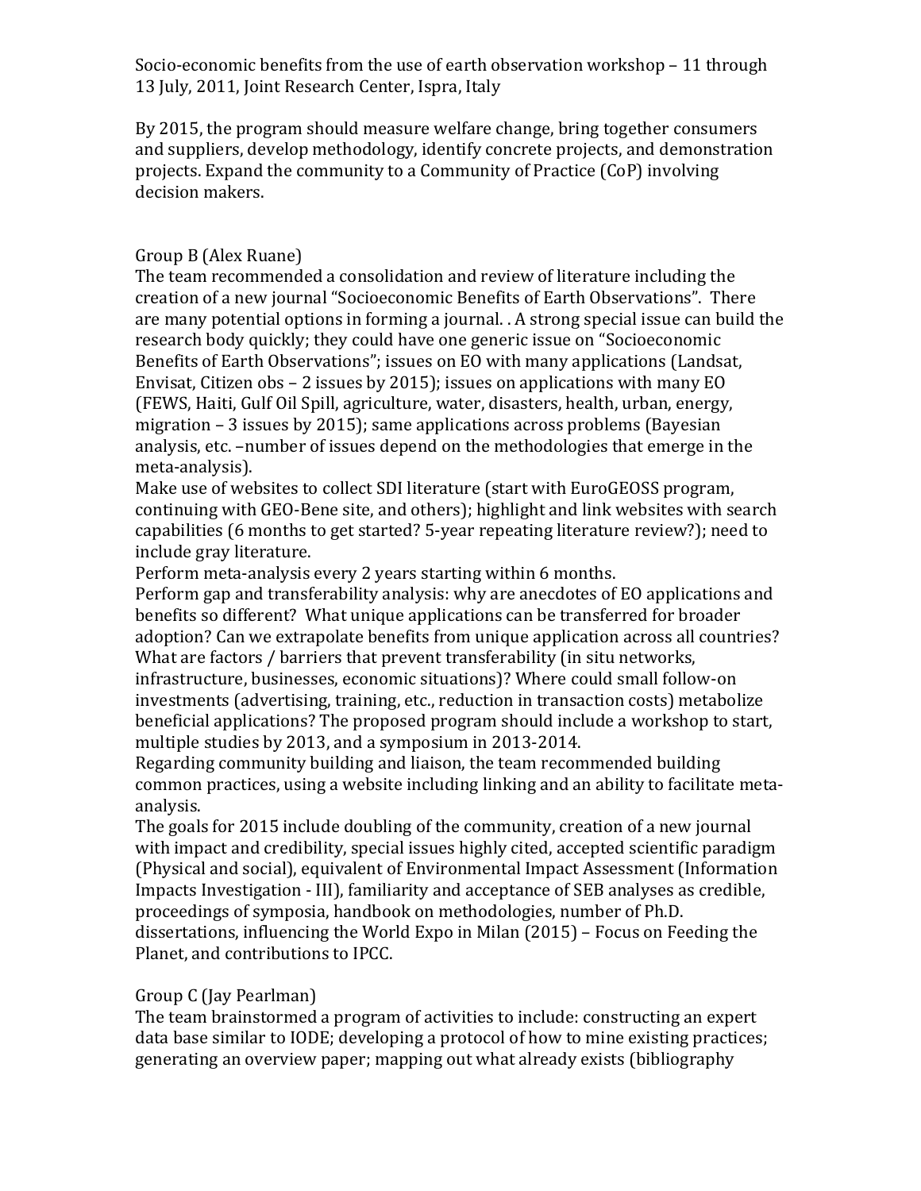Socio-economic benefits from the use of earth observation workshop – 11 through 13 July, 2011, Joint Research Center, Ispra, Italy

By 2015, the program should measure welfare change, bring together consumers and suppliers, develop methodology, identify concrete projects, and demonstration projects. Expand the community to a Community of Practice (CoP) involving decision makers.

Group B (Alex Ruane)

The team recommended a consolidation and review of literature including the creation of a new journal "Socioeconomic Benefits of Earth Observations". There are many potential options in forming a journal. . A strong special issue can build the research body quickly; they could have one generic issue on "Socioeconomic Benefits of Earth Observations"; issues on EO with many applications (Landsat, Envisat, Citizen obs – 2 issues by 2015); issues on applications with many EO (FEWS, Haiti, Gulf Oil Spill, agriculture, water, disasters, health, urban, energy, migration – 3 issues by 2015); same applications across problems (Bayesian analysis, etc. –number of issues depend on the methodologies that emerge in the meta-analysis).

Make use of websites to collect SDI literature (start with EuroGEOSS program, continuing with GEO-Bene site, and others); highlight and link websites with search capabilities (6 months to get started? 5-year repeating literature review?); need to include gray literature.

Perform meta-analysis every 2 years starting within 6 months.

Perform gap and transferability analysis: why are anecdotes of EO applications and benefits so different? What unique applications can be transferred for broader adoption? Can we extrapolate benefits from unique application across all countries? What are factors / barriers that prevent transferability (in situ networks, infrastructure, businesses, economic situations)? Where could small follow-on investments (advertising, training, etc., reduction in transaction costs) metabolize beneficial applications? The proposed program should include a workshop to start, multiple studies by 2013, and a symposium in 2013-2014.

Regarding community building and liaison, the team recommended building common practices, using a website including linking and an ability to facilitate meta-analysis.

The goals for 2015 include doubling of the community, creation of a new journal with impact and credibility, special issues highly cited, accepted scientific paradigm (Physical and social), equivalent of Environmental Impact Assessment (Information Impacts Investigation - III), familiarity and acceptance of SEB analyses as credible, proceedings of symposia, handbook on methodologies, number of Ph.D. dissertations, influencing the World Expo in Milan (2015) – Focus on Feeding the Planet, and contributions to IPCC.

Group C (Jay Pearlman)

The team brainstormed a program of activities to include: constructing an expert data base similar to IODE; developing a protocol of how to mine existing practices; generating an overview paper; mapping out what already exists (bibliography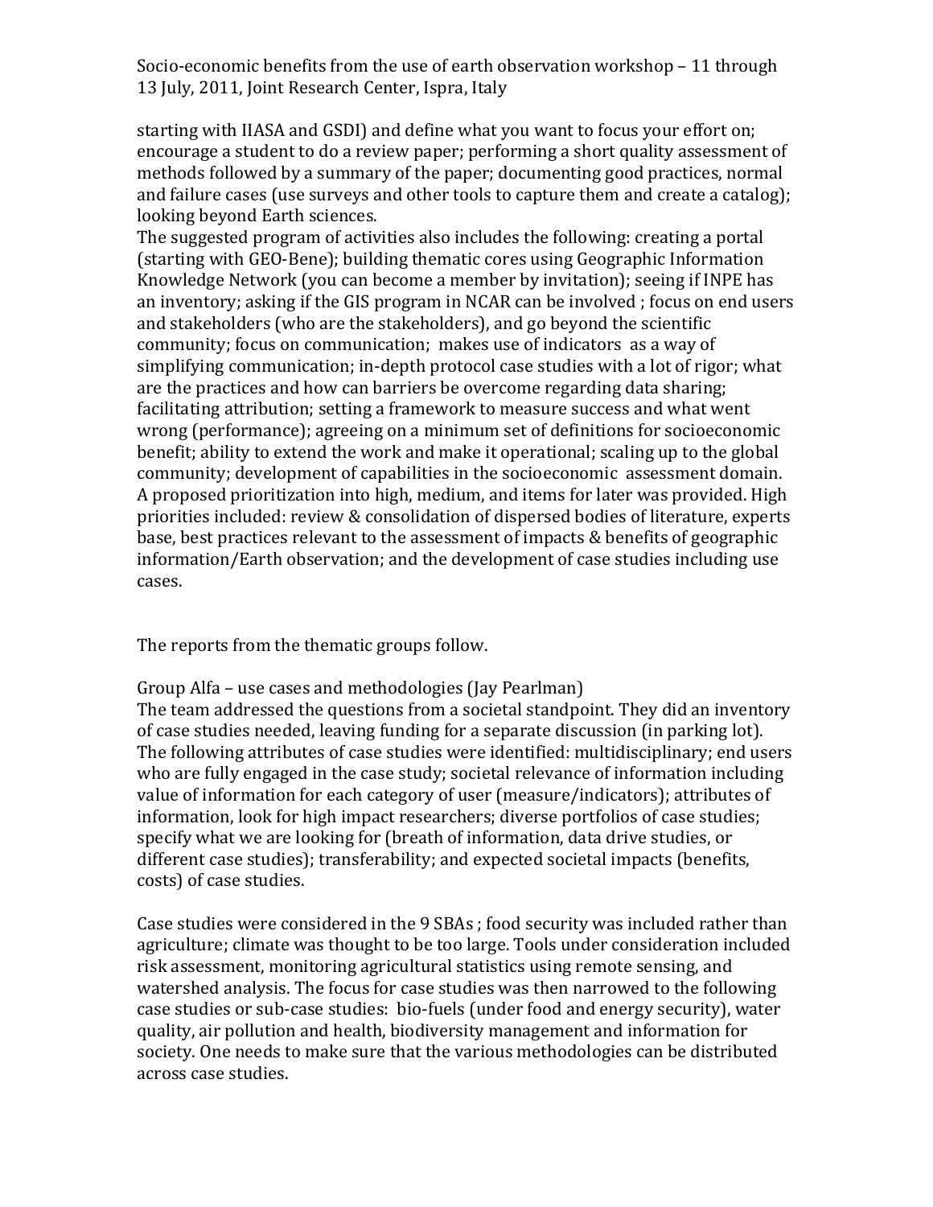starting with IIASA and GSDI) and define what you want to focus your effort on; encourage a student to do a review paper; performing a short quality assessment of methods followed by a summary of the paper; documenting good practices, normal and failure cases (use surveys and other tools to capture them and create a catalog); looking beyond Earth sciences.

The suggested program of activities also includes the following: creating a portal (starting with GEO-Bene); building thematic cores using Geographic Information Knowledge Network (you can become a member by invitation); seeing if INPE has an inventory; asking if the GIS program in NCAR can be involved ; focus on end users and stakeholders (who are the stakeholders), and go beyond the scientific community; focus on communication; makes use of indicators as a way of simplifying communication; in-depth protocol case studies with a lot of rigor; what are the practices and how can barriers be overcome regarding data sharing; facilitating attribution; setting a framework to measure success and what went wrong (performance); agreeing on a minimum set of definitions for socioeconomic benefit; ability to extend the work and make it operational; scaling up to the global community; development of capabilities in the socioeconomic assessment domain.

A proposed prioritization into high, medium, and items for later was provided. High priorities included: review & consolidation of dispersed bodies of literature, experts base, best practices relevant to the assessment of impacts & benefits of geographic information/Earth observation; and the development of case studies including use cases.

The reports from the thematic groups follow.

Group Alfa – use cases and methodologies (Jay Pearlman)

The team addressed the questions from a societal standpoint. They did an inventory of case studies needed, leaving funding for a separate discussion (in parking lot). The following attributes of case studies were identified: multidisciplinary; end users who are fully engaged in the case study; societal relevance of information including value of information for each category of user (measure/indicators); attributes of information, look for high impact researchers; diverse portfolios of case studies; specify what we are looking for (breath of information, data drive studies, or different case studies); transferability; and expected societal impacts (benefits, costs) of case studies.

Case studies were considered in the 9 SBAs ; food security was included rather than agriculture; climate was thought to be too large. Tools under consideration included risk assessment, monitoring agricultural statistics using remote sensing, and watershed analysis. The focus for case studies was then narrowed to the following case studies or sub-case studies: bio-fuels (under food and energy security), water quality, air pollution and health, biodiversity management and information for society. One needs to make sure that the various methodologies can be distributed across case studies.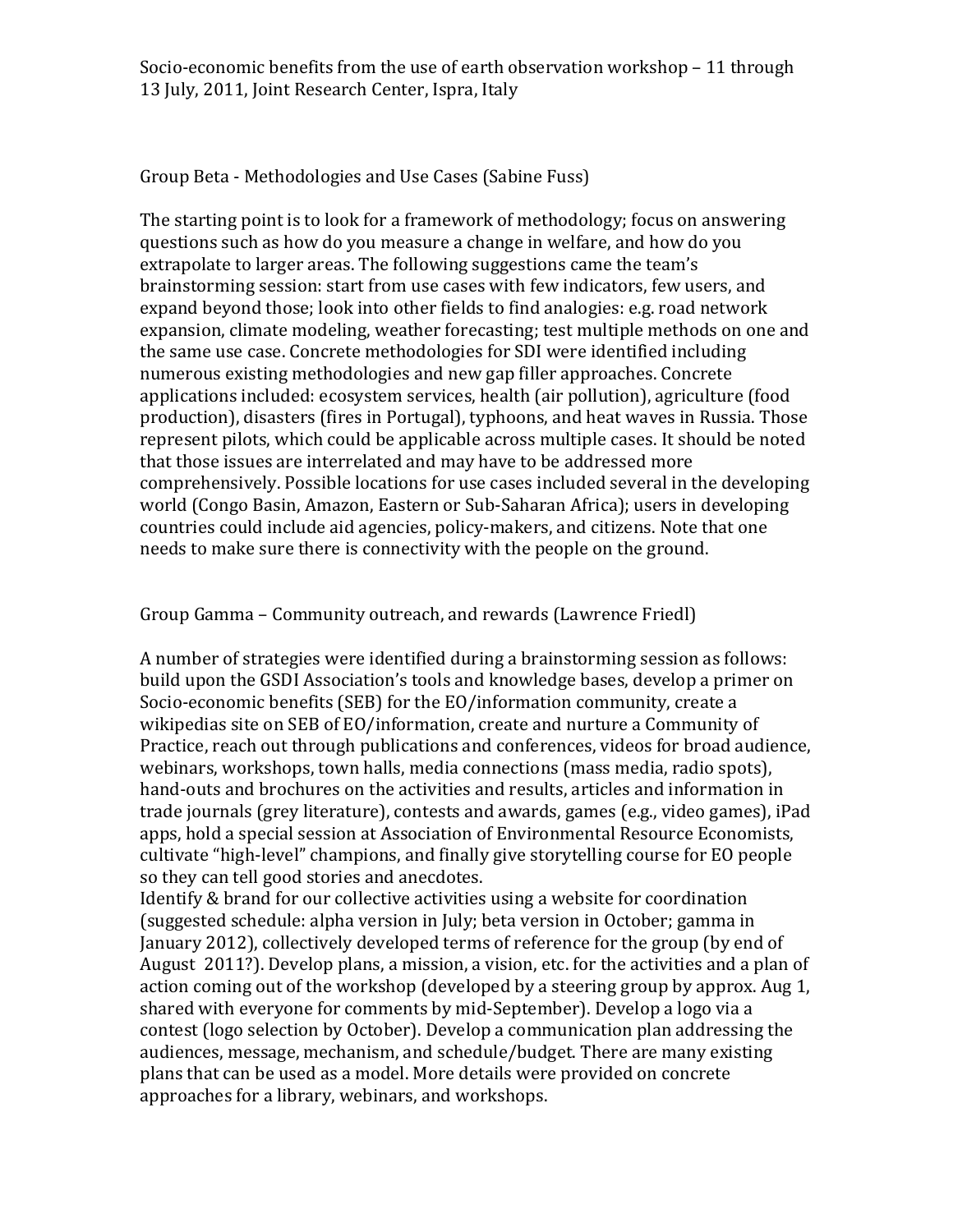Socio-economic benefits from the use of earth observation workshop – 11 through 13 July, 2011, Joint Research Center, Ispra, Italy

## Group Beta - Methodologies and Use Cases (Sabine Fuss)

The starting point is to look for a framework of methodology; focus on answering questions such as how do you measure a change in welfare, and how do you extrapolate to larger areas. The following suggestions came the team's brainstorming session: start from use cases with few indicators, few users, and expand beyond those; look into other fields to find analogies: e.g. road network expansion, climate modeling, weather forecasting; test multiple methods on one and the same use case. Concrete methodologies for SDI were identified including numerous existing methodologies and new gap filler approaches. Concrete applications included: ecosystem services, health (air pollution), agriculture (food production), disasters (fires in Portugal), typhoons, and heat waves in Russia. Those represent pilots, which could be applicable across multiple cases. It should be noted that those issues are interrelated and may have to be addressed more comprehensively. Possible locations for use cases included several in the developing world (Congo Basin, Amazon, Eastern or Sub-Saharan Africa); users in developing countries could include aid agencies, policy-makers, and citizens. Note that one needs to make sure there is connectivity with the people on the ground.

## Group Gamma – Community outreach, and rewards (Lawrence Friedl)

A number of strategies were identified during a brainstorming session as follows: build upon the GSDI Association's tools and knowledge bases, develop a primer on Socio-economic benefits (SEB) for the EO/information community, create a wikipedias site on SEB of EO/information, create and nurture a Community of Practice, reach out through publications and conferences, videos for broad audience, webinars, workshops, town halls, media connections (mass media, radio spots), hand-outs and brochures on the activities and results, articles and information in trade journals (grey literature), contests and awards, games (e.g., video games), iPad apps, hold a special session at Association of Environmental Resource Economists, cultivate "high-level" champions, and finally give storytelling course for EO people so they can tell good stories and anecdotes.
Identify & brand for our collective activities using a website for coordination (suggested schedule: alpha version in July; beta version in October; gamma in January 2012), collectively developed terms of reference for the group (by end of August 2011?). Develop plans, a mission, a vision, etc. for the activities and a plan of action coming out of the workshop (developed by a steering group by approx. Aug 1, shared with everyone for comments by mid-September). Develop a logo via a contest (logo selection by October). Develop a communication plan addressing the audiences, message, mechanism, and schedule/budget. There are many existing plans that can be used as a model. More details were provided on concrete approaches for a library, webinars, and workshops.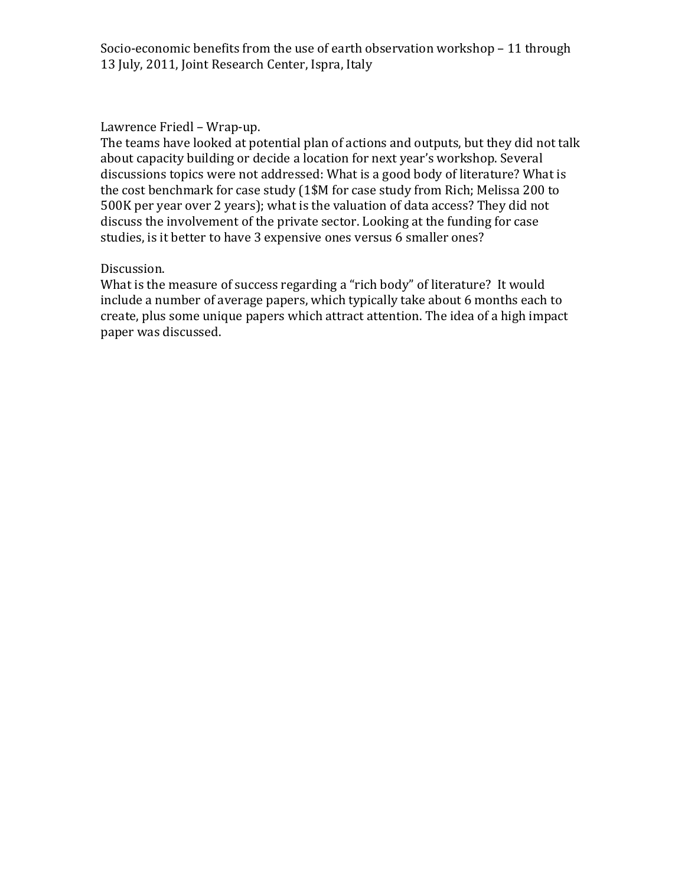Socio-economic benefits from the use of earth observation workshop – 11 through 13 July, 2011, Joint Research Center, Ispra, Italy

Lawrence Friedl – Wrap-up.

The teams have looked at potential plan of actions and outputs, but they did not talk about capacity building or decide a location for next year's workshop. Several discussions topics were not addressed: What is a good body of literature? What is the cost benchmark for case study (1$M for case study from Rich; Melissa 200 to 500K per year over 2 years); what is the valuation of data access? They did not discuss the involvement of the private sector. Looking at the funding for case studies, is it better to have 3 expensive ones versus 6 smaller ones?

Discussion.

What is the measure of success regarding a "rich body" of literature? It would include a number of average papers, which typically take about 6 months each to create, plus some unique papers which attract attention. The idea of a high impact paper was discussed.